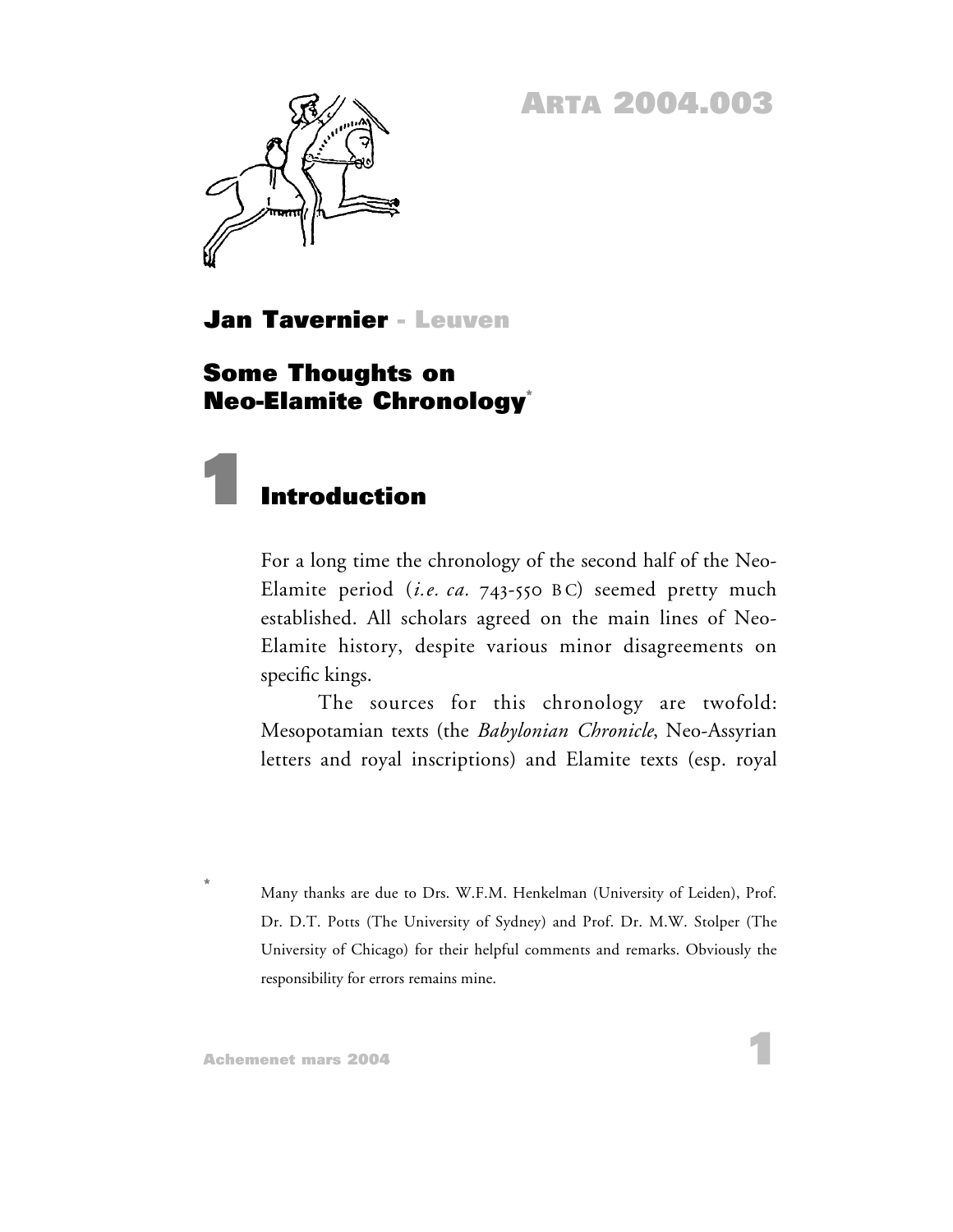ARTA 2004.003

**Jan Tavernier** - Leuven

# Some Thoughts on Neo-Elamite Chronology*

## 1 Introduction

For a long time the chronology of the second half of the Neo-Elamite period (*i.e. ca.* 743-550 BC) seemed pretty much established. All scholars agreed on the main lines of Neo-Elamite history, despite various minor disagreements on specific kings.

The sources for this chronology are twofold: Mesopotamian texts (the *Babylonian Chronicle*, Neo-Assyrian letters and royal inscriptions) and Elamite texts (esp. royal

---

* Many thanks are due to Drs. W.F.M. Henkelman (University of Leiden), Prof. Dr. D.T. Potts (The University of Sydney) and Prof. Dr. M.W. Stolper (The University of Chicago) for their helpful comments and remarks. Obviously the responsibility for errors remains mine.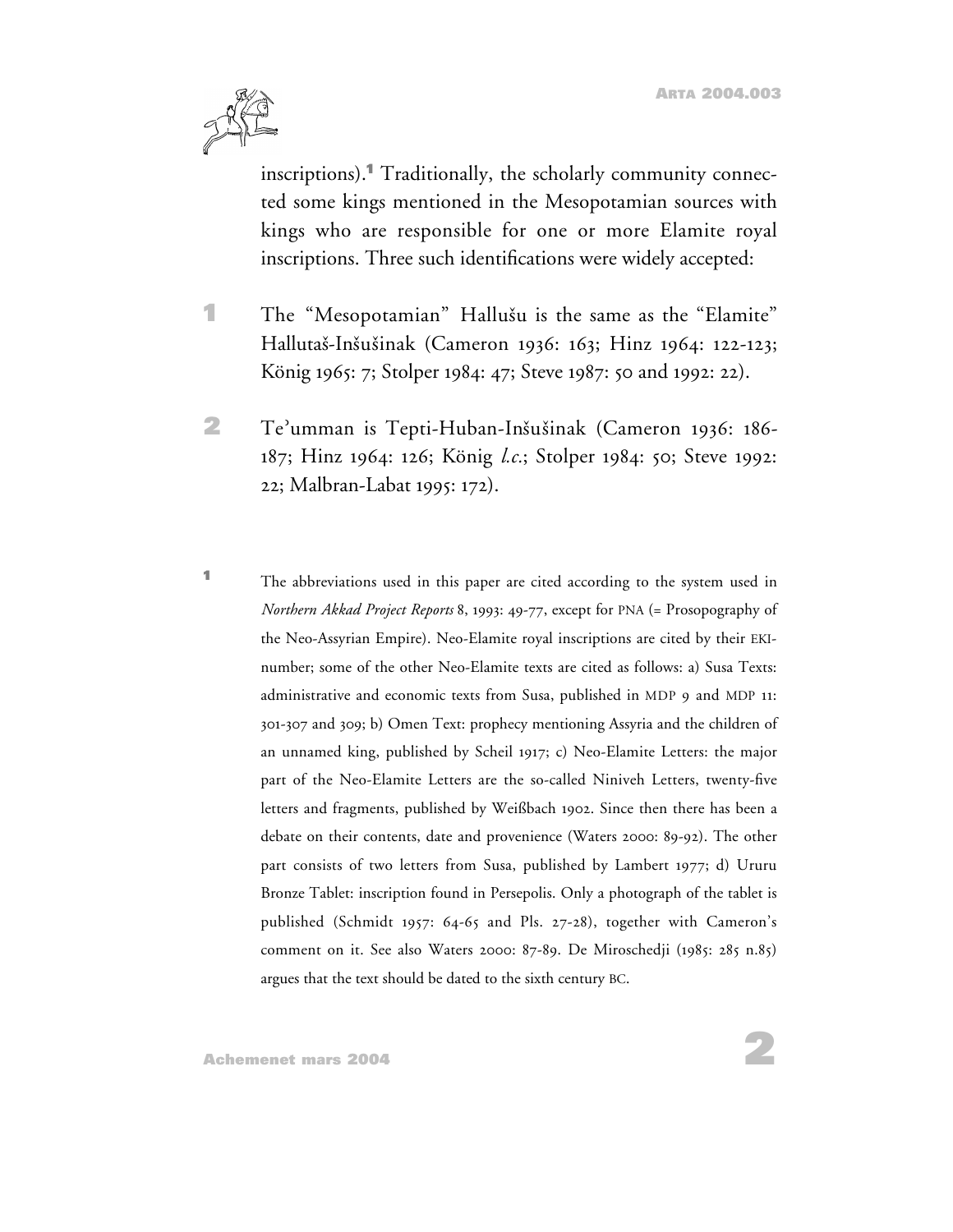inscriptions).[1] Traditionally, the scholarly community connected some kings mentioned in the Mesopotamian sources with kings who are responsible for one or more Elamite royal inscriptions. Three such identifications were widely accepted:

1. The "Mesopotamian" Hallušu is the same as the "Elamite" Hallutaš-Inšušinak (Cameron 1936: 163; Hinz 1964: 122-123; König 1965: 7; Stolper 1984: 47; Steve 1987: 50 and 1992: 22).

2. Te'umman is Tepti-Huban-Inšušinak (Cameron 1936: 186-187; Hinz 1964: 126; König *l.c.*; Stolper 1984: 50; Steve 1992: 22; Malbran-Labat 1995: 172).

[1] The abbreviations used in this paper are cited according to the system used in *Northern Akkad Project Reports* 8, 1993: 49-77, except for PNA (= Prosopography of the Neo-Assyrian Empire). Neo-Elamite royal inscriptions are cited by their EKI-number; some of the other Neo-Elamite texts are cited as follows: a) Susa Texts: administrative and economic texts from Susa, published in MDP 9 and MDP 11: 301-307 and 309; b) Omen Text: prophecy mentioning Assyria and the children of an unnamed king, published by Scheil 1917; c) Neo-Elamite Letters: the major part of the Neo-Elamite Letters are the so-called Niniveh Letters, twenty-five letters and fragments, published by Weißbach 1902. Since then there has been a debate on their contents, date and provenience (Waters 2000: 89-92). The other part consists of two letters from Susa, published by Lambert 1977; d) Ururu Bronze Tablet: inscription found in Persepolis. Only a photograph of the tablet is published (Schmidt 1957: 64-65 and Pls. 27-28), together with Cameron's comment on it. See also Waters 2000: 87-89. De Miroschedji (1985: 285 n.85) argues that the text should be dated to the sixth century BC.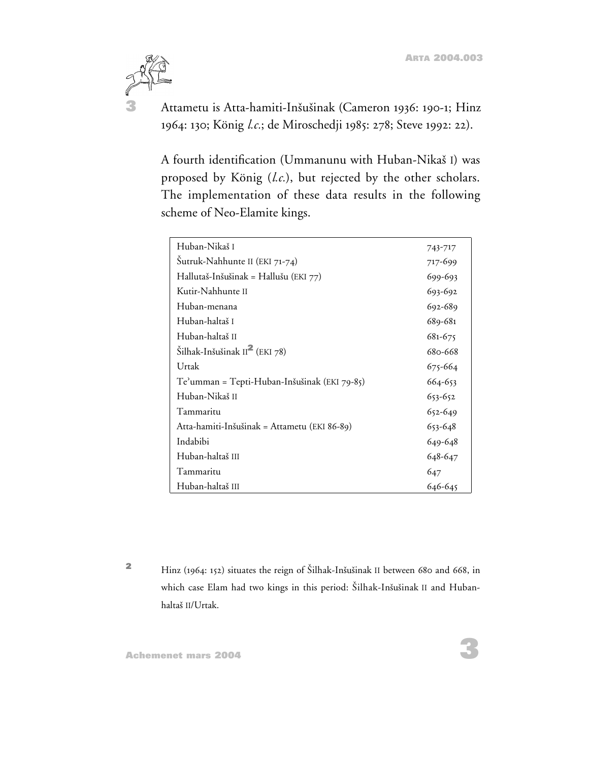Attametu is Atta-hamiti-Inšušinak (Cameron 1936: 190-1; Hinz 1964: 130; König *l.c.*; de Miroschedji 1985: 278; Steve 1992: 22).

A fourth identification (Ummanunu with Huban-Nikaš I) was proposed by König (*l.c.*), but rejected by the other scholars. The implementation of these data results in the following scheme of Neo-Elamite kings.

| | |
|---|---|
| Huban-Nikaš I | 743-717 |
| Šutruk-Nahhunte II (EKI 71-74) | 717-699 |
| Hallutaš-Inšušinak = Hallušu (EKI 77) | 699-693 |
| Kutir-Nahhunte II | 693-692 |
| Huban-menana | 692-689 |
| Huban-haltaš I | 689-681 |
| Huban-haltaš II | 681-675 |
| Šilhak-Inšušinak II[2] (EKI 78) | 680-668 |
| Urtak | 675-664 |
| Te'umman = Tepti-Huban-Inšušinak (EKI 79-85) | 664-653 |
| Huban-Nikaš II | 653-652 |
| Tammaritu | 652-649 |
| Atta-hamiti-Inšušinak = Attametu (EKI 86-89) | 653-648 |
| Indabibi | 649-648 |
| Huban-haltaš III | 648-647 |
| Tammaritu | 647 |
| Huban-haltaš III | 646-645 |

2 Hinz (1964: 152) situates the reign of Šilhak-Inšušinak II between 680 and 668, in which case Elam had two kings in this period: Šilhak-Inšušinak II and Huban-haltaš II/Urtak.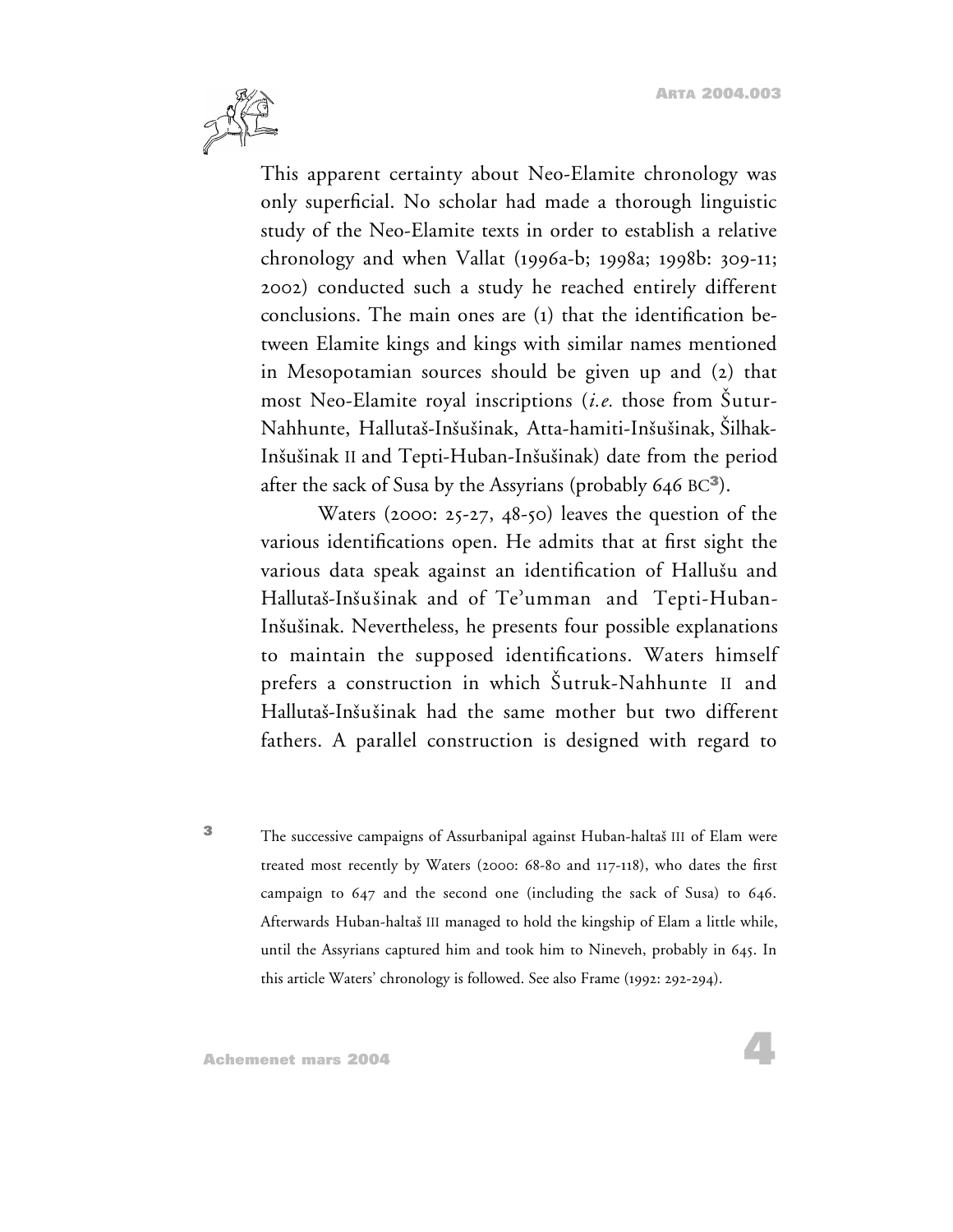This apparent certainty about Neo-Elamite chronology was only superficial. No scholar had made a thorough linguistic study of the Neo-Elamite texts in order to establish a relative chronology and when Vallat (1996a-b; 1998a; 1998b: 309-11; 2002) conducted such a study he reached entirely different conclusions. The main ones are (1) that the identification between Elamite kings and kings with similar names mentioned in Mesopotamian sources should be given up and (2) that most Neo-Elamite royal inscriptions (*i.e.* those from Šutur-Nahhunte, Hallutaš-Inšušinak, Atta-hamiti-Inšušinak, Šilhak-Inšušinak II and Tepti-Huban-Inšušinak) date from the period after the sack of Susa by the Assyrians (probably 646 BC[3]).

Waters (2000: 25-27, 48-50) leaves the question of the various identifications open. He admits that at first sight the various data speak against an identification of Hallušu and Hallutaš-Inšušinak and of Te'umman and Tepti-Huban-Inšušinak. Nevertheless, he presents four possible explanations to maintain the supposed identifications. Waters himself prefers a construction in which Šutruk-Nahhunte II and Hallutaš-Inšušinak had the same mother but two different fathers. A parallel construction is designed with regard to

[3] The successive campaigns of Assurbanipal against Huban-haltaš III of Elam were treated most recently by Waters (2000: 68-80 and 117-118), who dates the first campaign to 647 and the second one (including the sack of Susa) to 646. Afterwards Huban-haltaš III managed to hold the kingship of Elam a little while, until the Assyrians captured him and took him to Nineveh, probably in 645. In this article Waters' chronology is followed. See also Frame (1992: 292-294).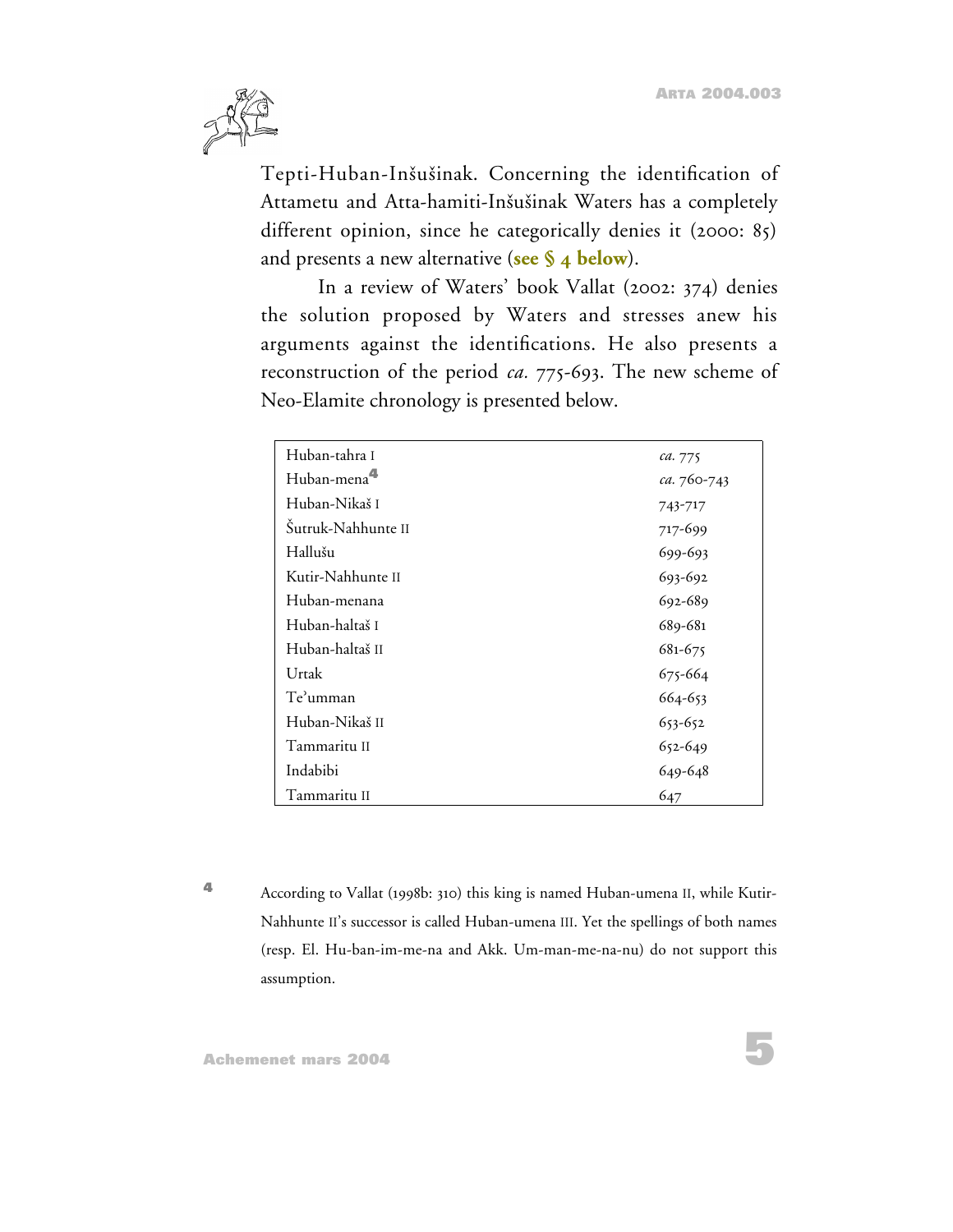Tepti-Huban-Inšušinak. Concerning the identification of Attametu and Atta-hamiti-Inšušinak Waters has a completely different opinion, since he categorically denies it (2000: 85) and presents a new alternative (**see § 4 below**).

In a review of Waters' book Vallat (2002: 374) denies the solution proposed by Waters and stresses anew his arguments against the identifications. He also presents a reconstruction of the period *ca.* 775-693. The new scheme of Neo-Elamite chronology is presented below.

| | |
|---|---|
| Huban-tahra I | *ca.* 775 |
| Huban-mena[4] | *ca.* 760-743 |
| Huban-Nikaš I | 743-717 |
| Šutruk-Nahhunte II | 717-699 |
| Hallušu | 699-693 |
| Kutir-Nahhunte II | 693-692 |
| Huban-menana | 692-689 |
| Huban-haltaš I | 689-681 |
| Huban-haltaš II | 681-675 |
| Urtak | 675-664 |
| Te'umman | 664-653 |
| Huban-Nikaš II | 653-652 |
| Tammaritu II | 652-649 |
| Indabibi | 649-648 |
| Tammaritu II | 647 |

[4] According to Vallat (1998b: 310) this king is named Huban-umena II, while Kutir-Nahhunte II's successor is called Huban-umena III. Yet the spellings of both names (resp. El. Hu-ban-im-me-na and Akk. Um-man-me-na-nu) do not support this assumption.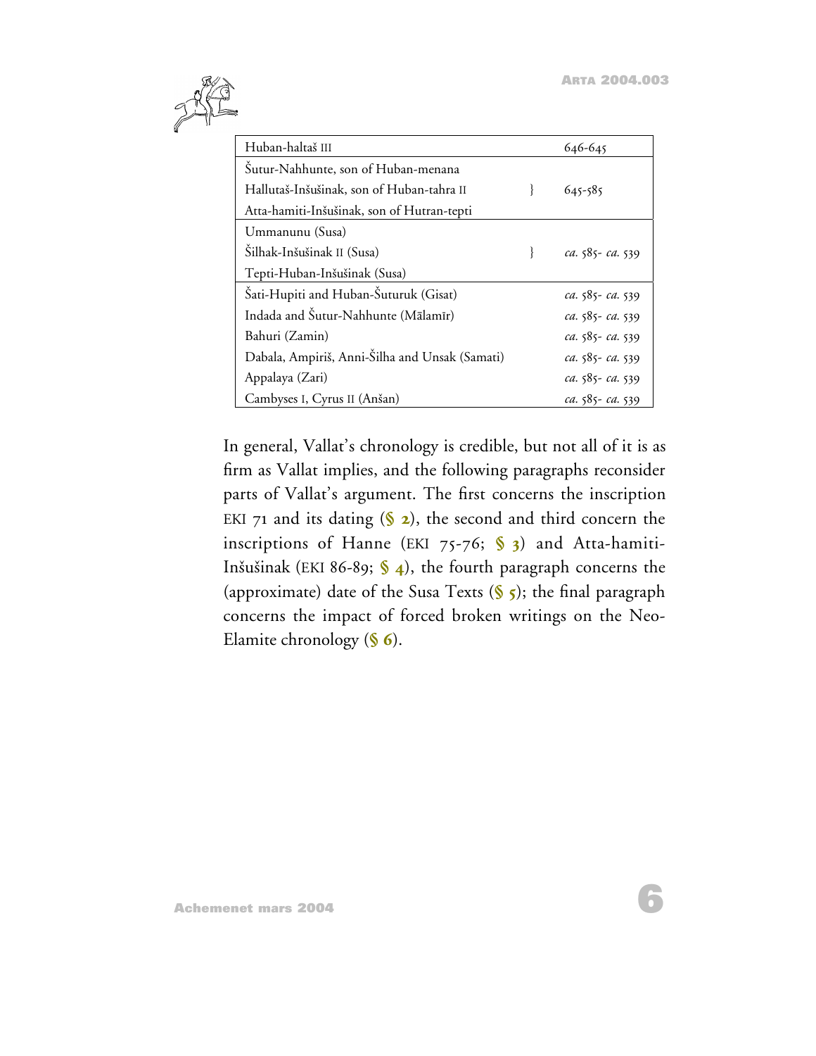| | |
|---|---|
| Huban-haltaš III | 646-645 |
| Šutur-Nahhunte, son of Huban-menana<br>Hallutaš-Inšušinak, son of Huban-tahra II<br>Atta-hamiti-Inšušinak, son of Hutran-tepti | } 645-585 |
| Ummanunu (Susa)<br>Šilhak-Inšušinak II (Susa)<br>Tepti-Huban-Inšušinak (Susa) | } *ca.* 585- *ca.* 539 |
| Šati-Hupiti and Huban-Šuturuk (Gisat) | *ca.* 585- *ca.* 539 |
| Indada and Šutur-Nahhunte (Mālamīr) | *ca.* 585- *ca.* 539 |
| Bahuri (Zamin) | *ca.* 585- *ca.* 539 |
| Dabala, Ampiriš, Anni-Šilha and Unsak (Samati) | *ca.* 585- *ca.* 539 |
| Appalaya (Zari) | *ca.* 585- *ca.* 539 |
| Cambyses I, Cyrus II (Anšan) | *ca.* 585- *ca.* 539 |

In general, Vallat's chronology is credible, but not all of it is as firm as Vallat implies, and the following paragraphs reconsider parts of Vallat's argument. The first concerns the inscription EKI 71 and its dating (**§ 2**), the second and third concern the inscriptions of Hanne (EKI 75-76; **§ 3**) and Atta-hamiti-Inšušinak (EKI 86-89; **§ 4**), the fourth paragraph concerns the (approximate) date of the Susa Texts (**§ 5**); the final paragraph concerns the impact of forced broken writings on the Neo-Elamite chronology (**§ 6**).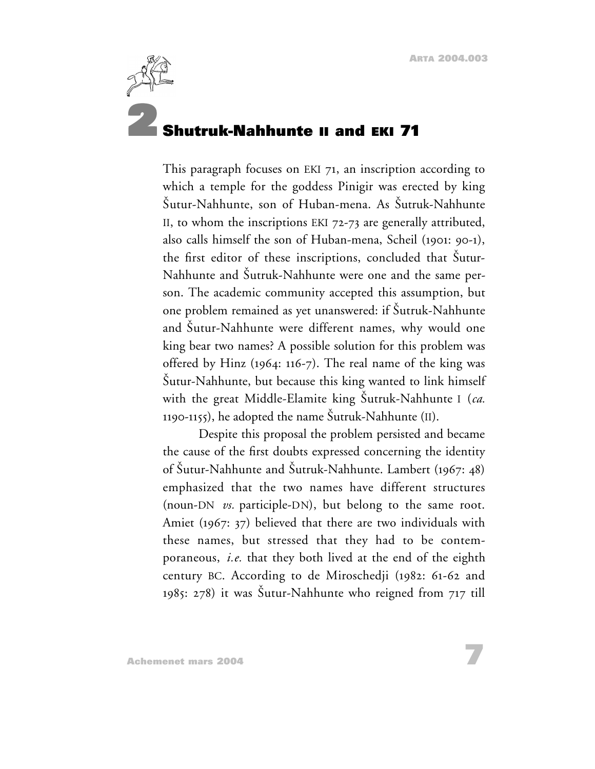# 2 Shutruk-Nahhunte II and EKI 71

This paragraph focuses on EKI 71, an inscription according to which a temple for the goddess Pinigir was erected by king Šutur-Nahhunte, son of Huban-mena. As Šutruk-Nahhunte II, to whom the inscriptions EKI 72-73 are generally attributed, also calls himself the son of Huban-mena, Scheil (1901: 90-1), the first editor of these inscriptions, concluded that Šutur-Nahhunte and Šutruk-Nahhunte were one and the same person. The academic community accepted this assumption, but one problem remained as yet unanswered: if Šutruk-Nahhunte and Šutur-Nahhunte were different names, why would one king bear two names? A possible solution for this problem was offered by Hinz (1964: 116-7). The real name of the king was Šutur-Nahhunte, but because this king wanted to link himself with the great Middle-Elamite king Šutruk-Nahhunte I (*ca.* 1190-1155), he adopted the name Šutruk-Nahhunte (II).

Despite this proposal the problem persisted and became the cause of the first doubts expressed concerning the identity of Šutur-Nahhunte and Šutruk-Nahhunte. Lambert (1967: 48) emphasized that the two names have different structures (noun-DN *vs.* participle-DN), but belong to the same root. Amiet (1967: 37) believed that there are two individuals with these names, but stressed that they had to be contemporaneous, *i.e.* that they both lived at the end of the eighth century BC. According to de Miroschedji (1982: 61-62 and 1985: 278) it was Šutur-Nahhunte who reigned from 717 till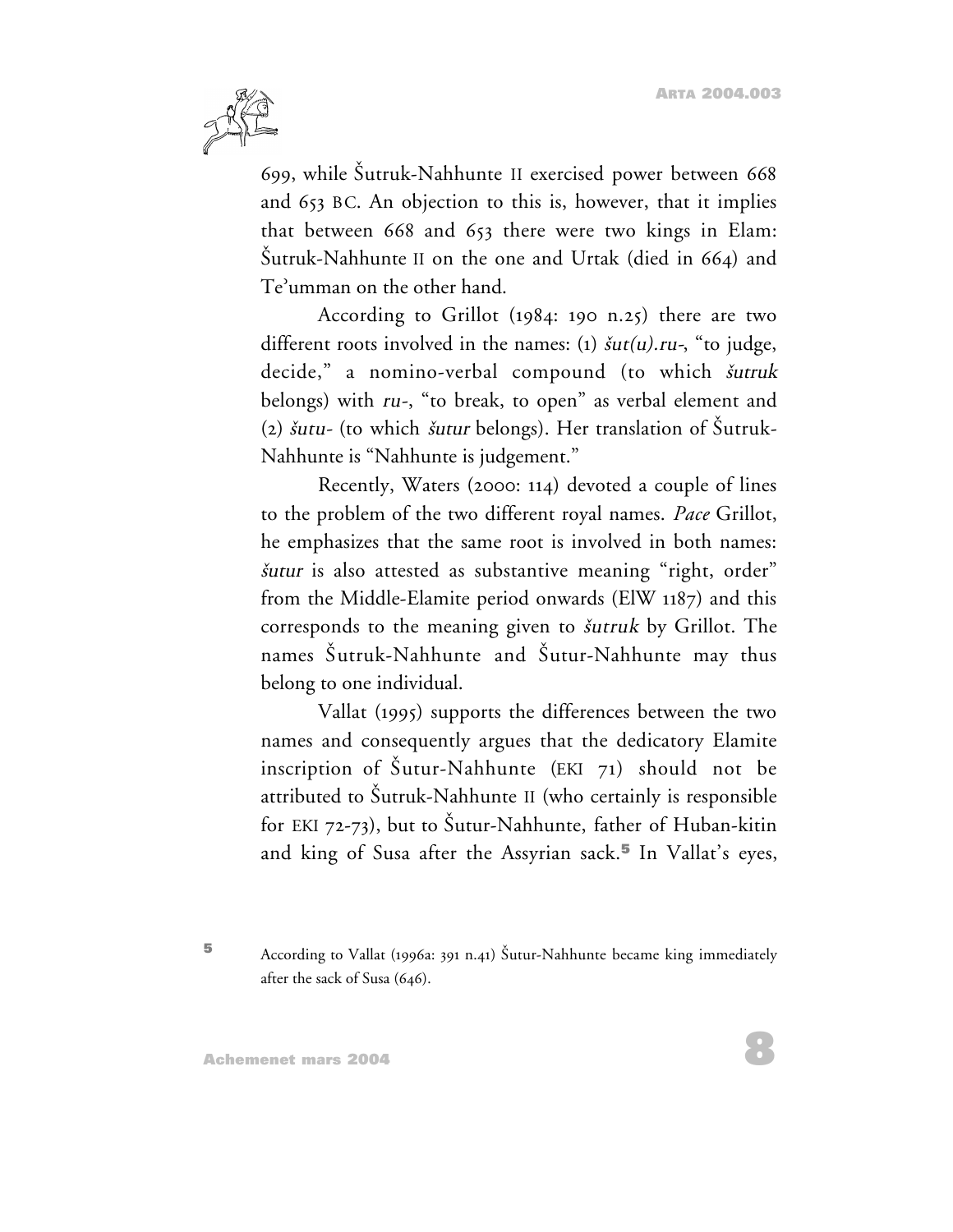699, while Šutruk-Nahhunte II exercised power between 668 and 653 BC. An objection to this is, however, that it implies that between 668 and 653 there were two kings in Elam: Šutruk-Nahhunte II on the one and Urtak (died in 664) and Te'umman on the other hand.

According to Grillot (1984: 190 n.25) there are two different roots involved in the names: (1) *šut(u).ru-*, "to judge, decide," a nomino-verbal compound (to which *šutruk* belongs) with *ru-*, "to break, to open" as verbal element and (2) *šutu-* (to which *šutur* belongs). Her translation of Šutruk-Nahhunte is "Nahhunte is judgement."

Recently, Waters (2000: 114) devoted a couple of lines to the problem of the two different royal names. *Pace* Grillot, he emphasizes that the same root is involved in both names: *šutur* is also attested as substantive meaning "right, order" from the Middle-Elamite period onwards (ElW 1187) and this corresponds to the meaning given to *šutruk* by Grillot. The names Šutruk-Nahhunte and Šutur-Nahhunte may thus belong to one individual.

Vallat (1995) supports the differences between the two names and consequently argues that the dedicatory Elamite inscription of Šutur-Nahhunte (EKI 71) should not be attributed to Šutruk-Nahhunte II (who certainly is responsible for EKI 72-73), but to Šutur-Nahhunte, father of Huban-kitin and king of Susa after the Assyrian sack.[5] In Vallat's eyes,

[5] According to Vallat (1996a: 391 n.41) Šutur-Nahhunte became king immediately after the sack of Susa (646).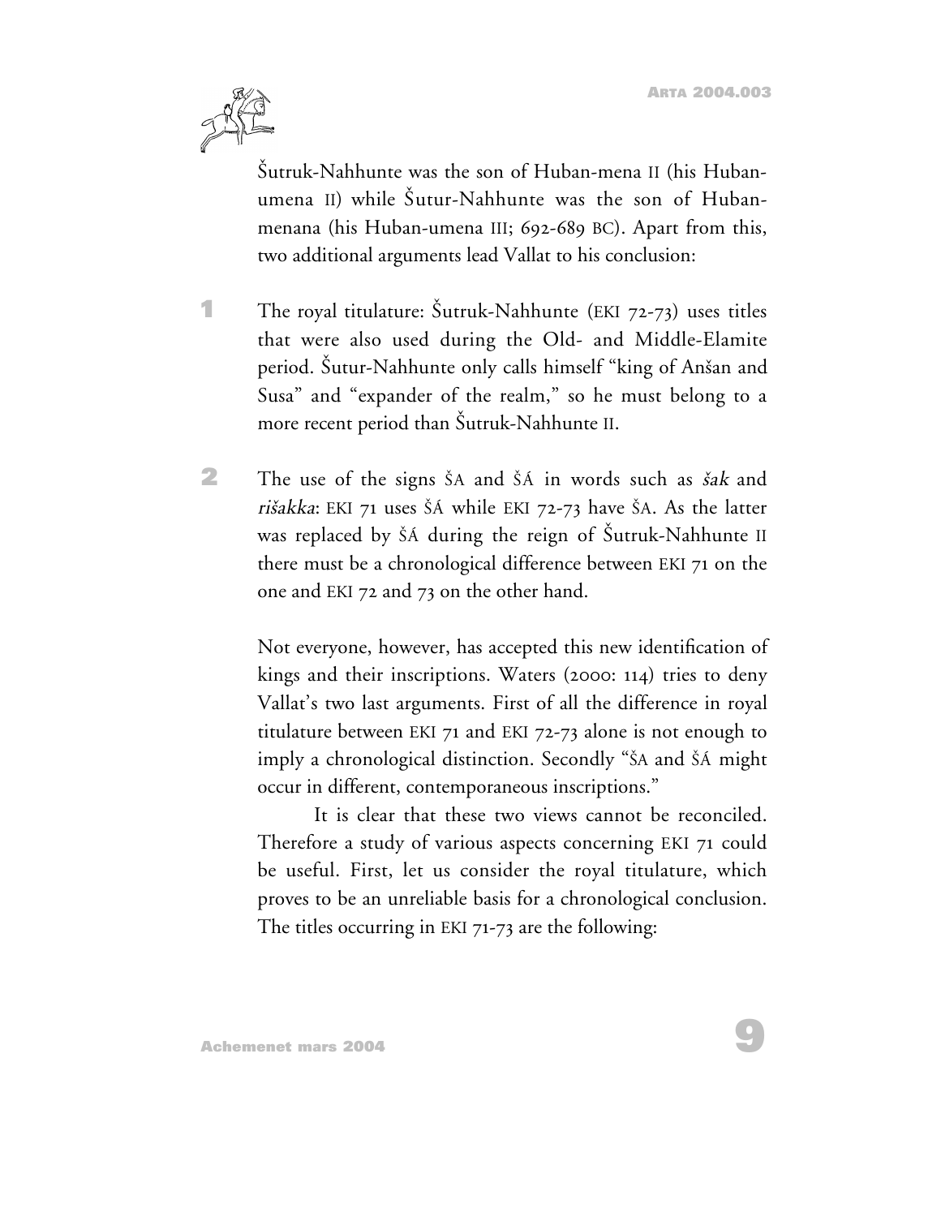Šutruk-Nahhunte was the son of Huban-mena II (his Huban-umena II) while Šutur-Nahhunte was the son of Huban-menana (his Huban-umena III; 692-689 BC). Apart from this, two additional arguments lead Vallat to his conclusion:

1. The royal titulature: Šutruk-Nahhunte (EKI 72-73) uses titles that were also used during the Old- and Middle-Elamite period. Šutur-Nahhunte only calls himself "king of Anšan and Susa" and "expander of the realm," so he must belong to a more recent period than Šutruk-Nahhunte II.

2. The use of the signs ŠA and ŠÁ in words such as *šak* and *rišakka*: EKI 71 uses ŠÁ while EKI 72-73 have ŠA. As the latter was replaced by ŠÁ during the reign of Šutruk-Nahhunte II there must be a chronological difference between EKI 71 on the one and EKI 72 and 73 on the other hand.

Not everyone, however, has accepted this new identification of kings and their inscriptions. Waters (2000: 114) tries to deny Vallat's two last arguments. First of all the difference in royal titulature between EKI 71 and EKI 72-73 alone is not enough to imply a chronological distinction. Secondly "ŠA and ŠÁ might occur in different, contemporaneous inscriptions."

It is clear that these two views cannot be reconciled. Therefore a study of various aspects concerning EKI 71 could be useful. First, let us consider the royal titulature, which proves to be an unreliable basis for a chronological conclusion. The titles occurring in EKI 71-73 are the following: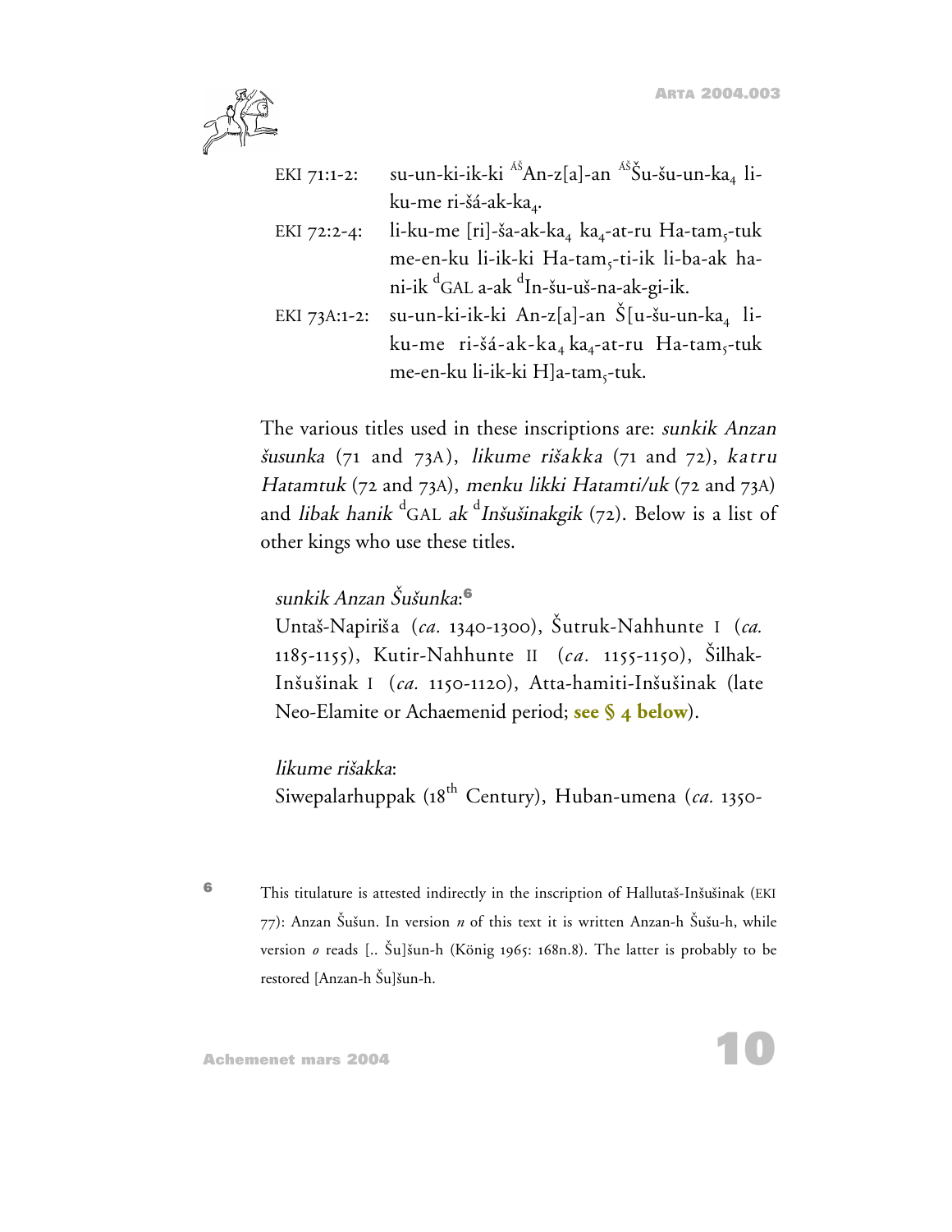EKI 71:1-2: su-un-ki-ik-ki $^{\text{ÁŠ}}$An-z[a]-an $^{\text{ÁŠ}}$Šu-šu-un-ka$_4$ li-ku-me ri-šá-ak-ka$_4$.

EKI 72:2-4: li-ku-me [ri]-ša-ak-ka$_4$ ka$_4$-at-ru Ha-tam$_5$-tuk me-en-ku li-ik-ki Ha-tam$_5$-ti-ik li-ba-ak ha-ni-ik $^{\text{d}}$GAL a-ak $^{\text{d}}$In-šu-uš-na-ak-gi-ik.

EKI 73A:1-2: su-un-ki-ik-ki An-z[a]-an Š[u-šu-un-ka$_4$ li-ku-me ri-šá-ak-ka$_4$ ka$_4$-at-ru Ha-tam$_5$-tuk me-en-ku li-ik-ki H]a-tam$_5$-tuk.

The various titles used in these inscriptions are: *sunkik Anzan šusunka* (71 and 73A), *likume rišakka* (71 and 72), *katru Hatamtuk* (72 and 73A), *menku likki Hatamti/uk* (72 and 73A) and *libak hanik* $^{\text{d}}$GAL *ak* $^{\text{d}}$*Inšušinakgik* (72). Below is a list of other kings who use these titles.

*sunkik Anzan Šušunka*:[6]
Untaš-Napiriša (*ca.* 1340-1300), Šutruk-Nahhunte I (*ca.* 1185-1155), Kutir-Nahhunte II (*ca.* 1155-1150), Šilhak-Inšušinak I (*ca.* 1150-1120), Atta-hamiti-Inšušinak (late Neo-Elamite or Achaemenid period; **see § 4 below**).

*likume rišakka*:
Siwepalarhuppak (18th Century), Huban-umena (*ca.* 1350-

[6] This titulature is attested indirectly in the inscription of Hallutaš-Inšušinak (EKI 77): Anzan Šušun. In version *n* of this text it is written Anzan-h Šušu-h, while version *o* reads [.. Šu]šun-h (König 1965: 168n.8). The latter is probably to be restored [Anzan-h Šu]šun-h.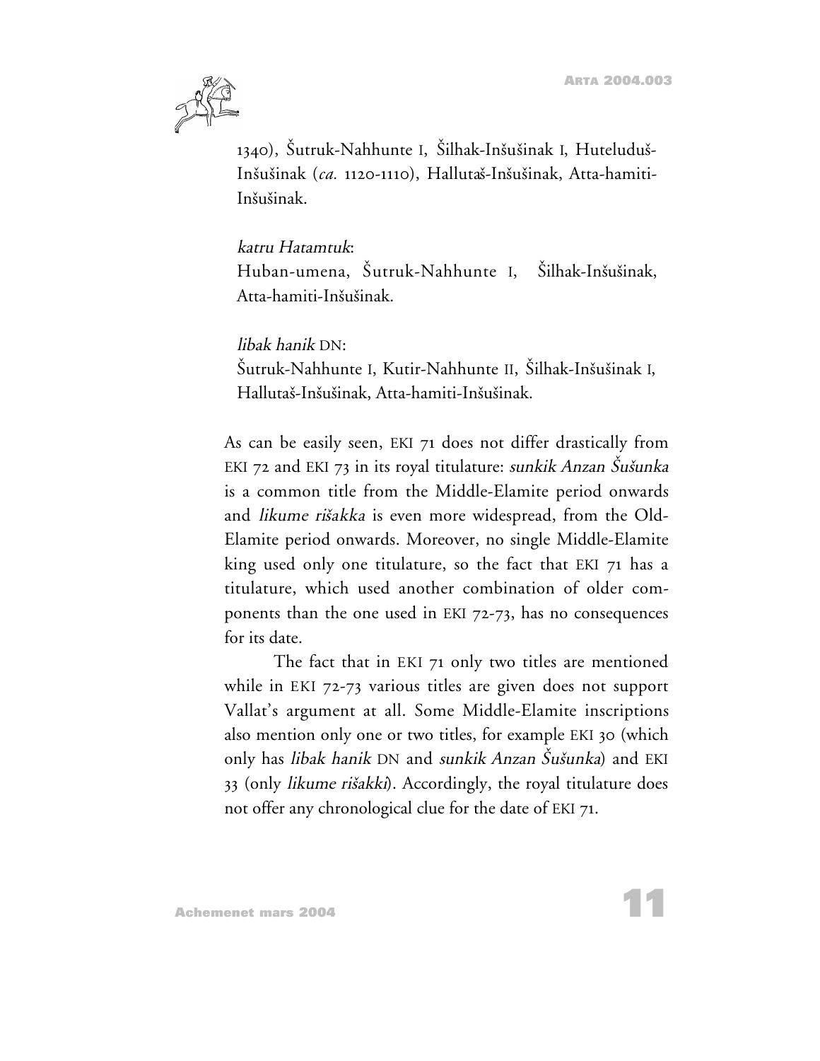1340), Šutruk-Nahhunte I, Šilhak-Inšušinak I, Huteluduš-Inšušinak (*ca.* 1120-1110), Hallutaš-Inšušinak, Atta-hamiti-Inšušinak.

*katru Hatamtuk*:
Huban-umena, Šutruk-Nahhunte I, Šilhak-Inšušinak, Atta-hamiti-Inšušinak.

*libak hanik* DN:
Šutruk-Nahhunte I, Kutir-Nahhunte II, Šilhak-Inšušinak I, Hallutaš-Inšušinak, Atta-hamiti-Inšušinak.

As can be easily seen, EKI 71 does not differ drastically from EKI 72 and EKI 73 in its royal titulature: *sunkik Anzan Šušunka* is a common title from the Middle-Elamite period onwards and *likume rišakka* is even more widespread, from the Old-Elamite period onwards. Moreover, no single Middle-Elamite king used only one titulature, so the fact that EKI 71 has a titulature, which used another combination of older components than the one used in EKI 72-73, has no consequences for its date.

The fact that in EKI 71 only two titles are mentioned while in EKI 72-73 various titles are given does not support Vallat's argument at all. Some Middle-Elamite inscriptions also mention only one or two titles, for example EKI 30 (which only has *libak hanik* DN and *sunkik Anzan Šušunka*) and EKI 33 (only *likume rišakki*). Accordingly, the royal titulature does not offer any chronological clue for the date of EKI 71.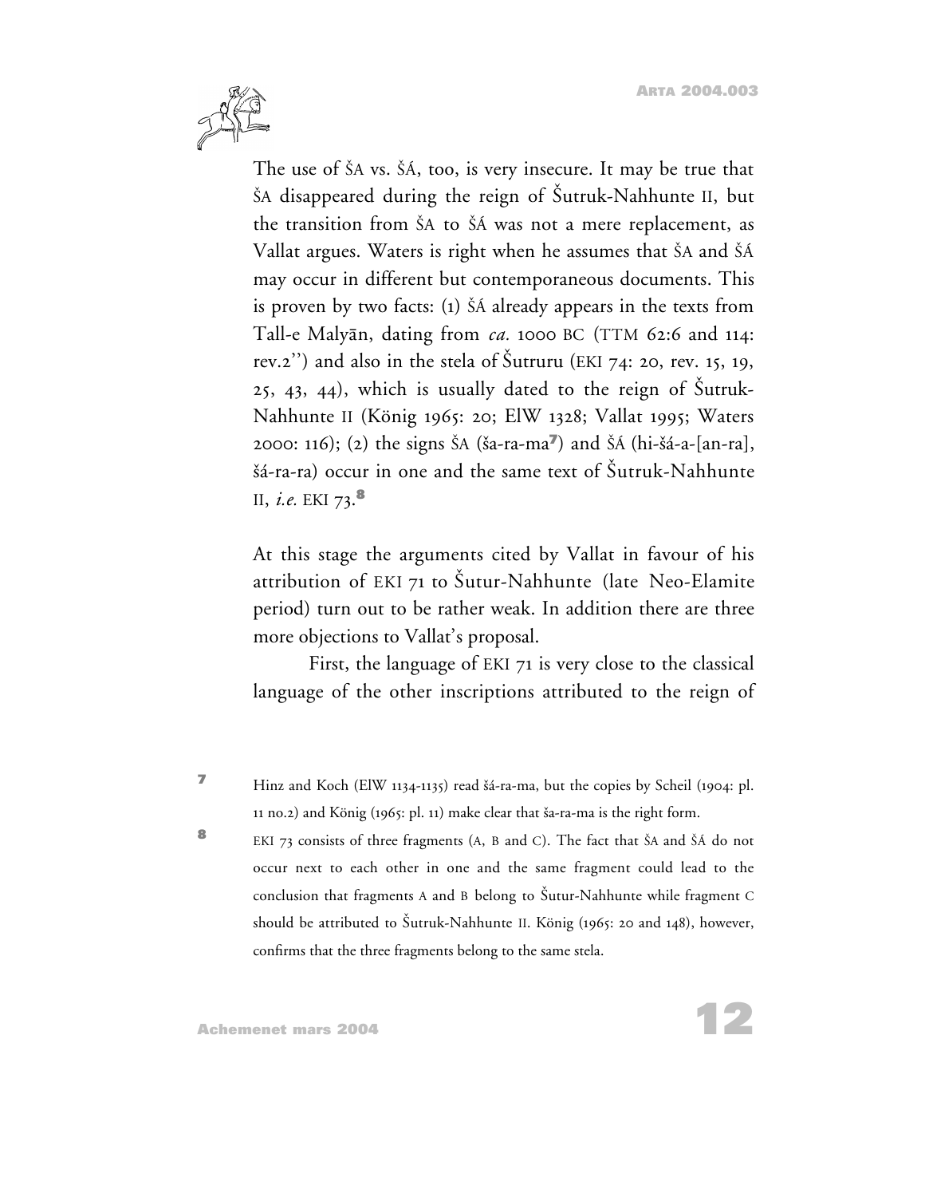The use of ŠA vs. ŠÁ, too, is very insecure. It may be true that ŠA disappeared during the reign of Šutruk-Nahhunte II, but the transition from ŠA to ŠÁ was not a mere replacement, as Vallat argues. Waters is right when he assumes that ŠA and ŠÁ may occur in different but contemporaneous documents. This is proven by two facts: (1) ŠÁ already appears in the texts from Tall-e Malyān, dating from *ca.* 1000 BC (TTM 62:6 and 114: rev.2'') and also in the stela of Šutruru (EKI 74: 20, rev. 15, 19, 25, 43, 44), which is usually dated to the reign of Šutruk-Nahhunte II (König 1965: 20; ElW 1328; Vallat 1995; Waters 2000: 116); (2) the signs ŠA (ša-ra-ma[7]) and ŠÁ (hi-šá-a-[an-ra], šá-ra-ra) occur in one and the same text of Šutruk-Nahhunte II, *i.e.* EKI 73.[8]

At this stage the arguments cited by Vallat in favour of his attribution of EKI 71 to Šutur-Nahhunte (late Neo-Elamite period) turn out to be rather weak. In addition there are three more objections to Vallat's proposal.

First, the language of EKI 71 is very close to the classical language of the other inscriptions attributed to the reign of

[7] Hinz and Koch (ElW 1134-1135) read šá-ra-ma, but the copies by Scheil (1904: pl. 11 no.2) and König (1965: pl. 11) make clear that ša-ra-ma is the right form.

[8] EKI 73 consists of three fragments (A, B and C). The fact that ŠA and ŠÁ do not occur next to each other in one and the same fragment could lead to the conclusion that fragments A and B belong to Šutur-Nahhunte while fragment C should be attributed to Šutruk-Nahhunte II. König (1965: 20 and 148), however, confirms that the three fragments belong to the same stela.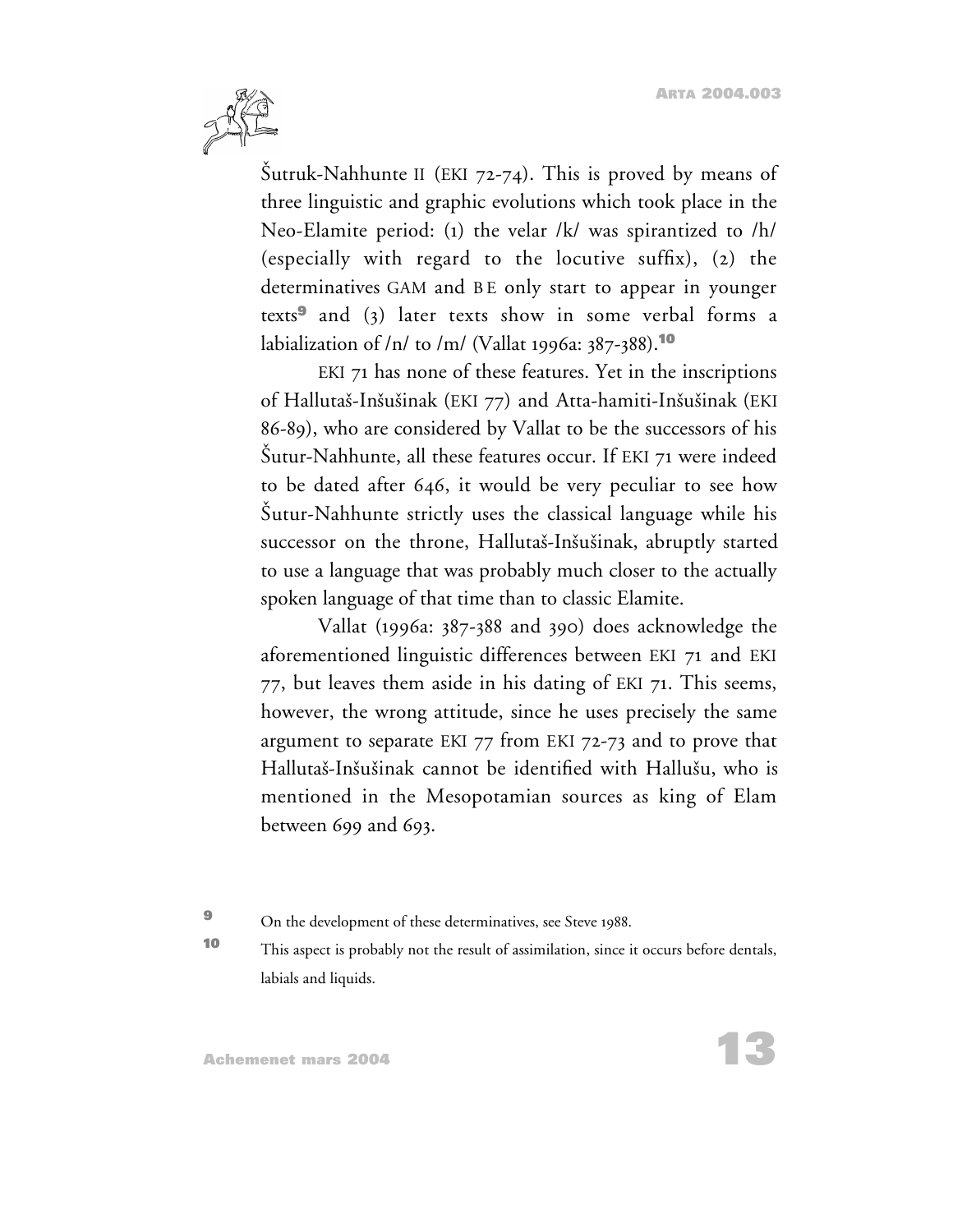Šutruk-Nahhunte II (EKI 72-74). This is proved by means of three linguistic and graphic evolutions which took place in the Neo-Elamite period: (1) the velar /k/ was spirantized to /h/ (especially with regard to the locutive suffix), (2) the determinatives GAM and BE only start to appear in younger texts[9] and (3) later texts show in some verbal forms a labialization of /n/ to /m/ (Vallat 1996a: 387-388).[10]

EKI 71 has none of these features. Yet in the inscriptions of Hallutaš-Inšušinak (EKI 77) and Atta-hamiti-Inšušinak (EKI 86-89), who are considered by Vallat to be the successors of his Šutur-Nahhunte, all these features occur. If EKI 71 were indeed to be dated after 646, it would be very peculiar to see how Šutur-Nahhunte strictly uses the classical language while his successor on the throne, Hallutaš-Inšušinak, abruptly started to use a language that was probably much closer to the actually spoken language of that time than to classic Elamite.

Vallat (1996a: 387-388 and 390) does acknowledge the aforementioned linguistic differences between EKI 71 and EKI 77, but leaves them aside in his dating of EKI 71. This seems, however, the wrong attitude, since he uses precisely the same argument to separate EKI 77 from EKI 72-73 and to prove that Hallutaš-Inšušinak cannot be identified with Hallušu, who is mentioned in the Mesopotamian sources as king of Elam between 699 and 693.

---

[9] On the development of these determinatives, see Steve 1988.

[10] This aspect is probably not the result of assimilation, since it occurs before dentals, labials and liquids.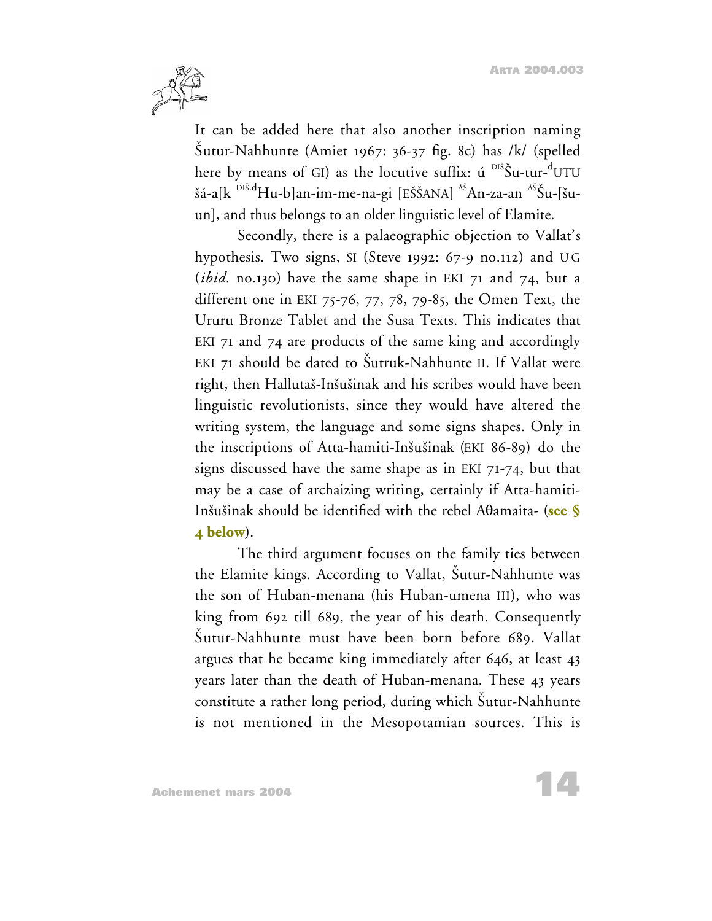It can be added here that also another inscription naming Šutur-Nahhunte (Amiet 1967: 36-37 fig. 8c) has /k/ (spelled here by means of GI) as the locutive suffix: ú [DIŠ]Šu-tur-[d]UTU šá-a[k [DIŠ.d]Hu-b]an-im-me-na-gi [EŠŠANA] [ÁŠ]An-za-an [ÁŠ]Šu-[šu-un], and thus belongs to an older linguistic level of Elamite.

Secondly, there is a palaeographic objection to Vallat's hypothesis. Two signs, SI (Steve 1992: 67-9 no.112) and UG (*ibid.* no.130) have the same shape in EKI 71 and 74, but a different one in EKI 75-76, 77, 78, 79-85, the Omen Text, the Ururu Bronze Tablet and the Susa Texts. This indicates that EKI 71 and 74 are products of the same king and accordingly EKI 71 should be dated to Šutruk-Nahhunte II. If Vallat were right, then Hallutaš-Inšušinak and his scribes would have been linguistic revolutionists, since they would have altered the writing system, the language and some signs shapes. Only in the inscriptions of Atta-hamiti-Inšušinak (EKI 86-89) do the signs discussed have the same shape as in EKI 71-74, but that may be a case of archaizing writing, certainly if Atta-hamiti-Inšušinak should be identified with the rebel Aθamaita- (**see § 4 below**).

The third argument focuses on the family ties between the Elamite kings. According to Vallat, Šutur-Nahhunte was the son of Huban-menana (his Huban-umena III), who was king from 692 till 689, the year of his death. Consequently Šutur-Nahhunte must have been born before 689. Vallat argues that he became king immediately after 646, at least 43 years later than the death of Huban-menana. These 43 years constitute a rather long period, during which Šutur-Nahhunte is not mentioned in the Mesopotamian sources. This is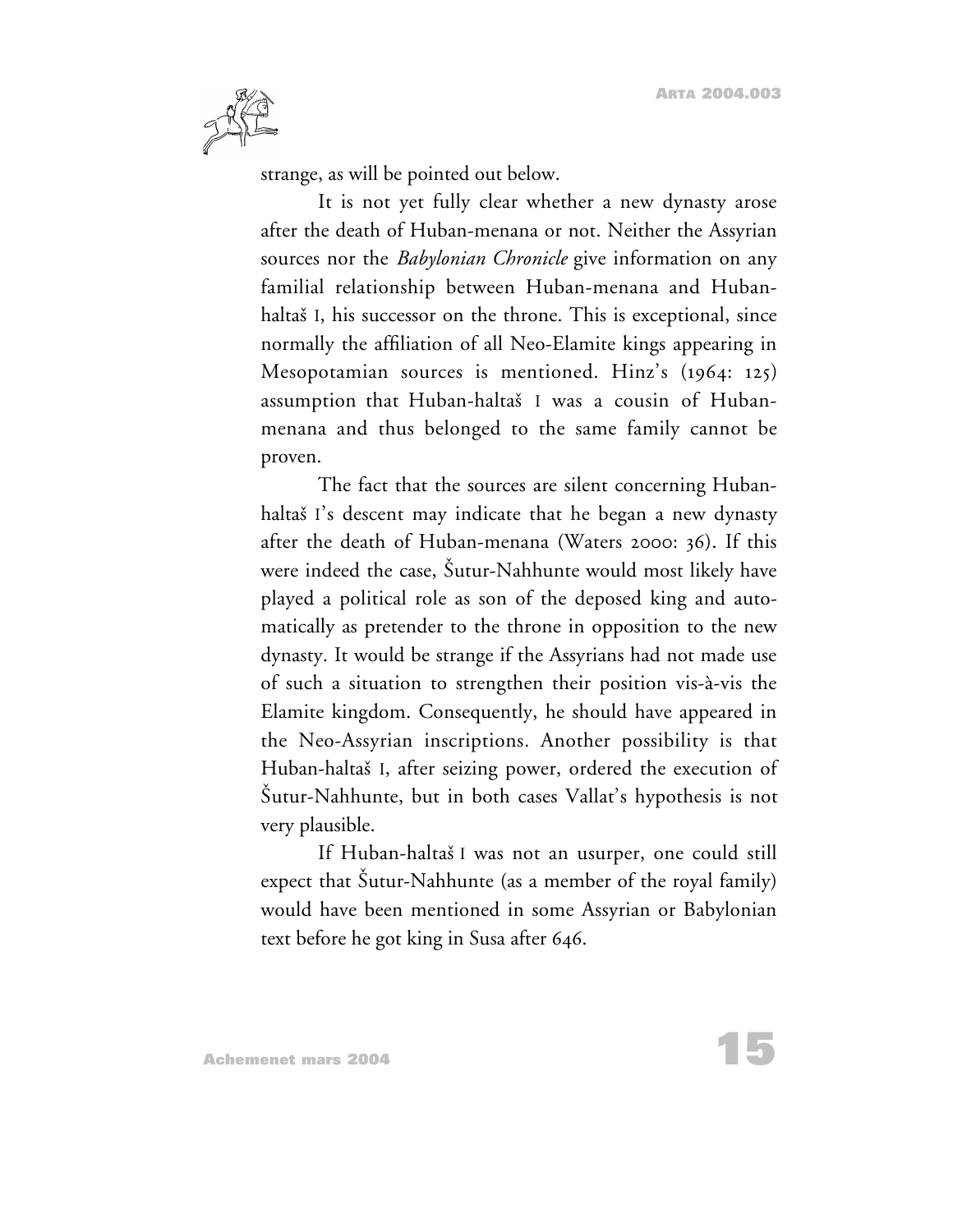strange, as will be pointed out below.

It is not yet fully clear whether a new dynasty arose after the death of Huban-menana or not. Neither the Assyrian sources nor the *Babylonian Chronicle* give information on any familial relationship between Huban-menana and Huban-haltaš I, his successor on the throne. This is exceptional, since normally the affiliation of all Neo-Elamite kings appearing in Mesopotamian sources is mentioned. Hinz's (1964: 125) assumption that Huban-haltaš I was a cousin of Huban-menana and thus belonged to the same family cannot be proven.

The fact that the sources are silent concerning Huban-haltaš I's descent may indicate that he began a new dynasty after the death of Huban-menana (Waters 2000: 36). If this were indeed the case, Šutur-Nahhunte would most likely have played a political role as son of the deposed king and automatically as pretender to the throne in opposition to the new dynasty. It would be strange if the Assyrians had not made use of such a situation to strengthen their position vis-à-vis the Elamite kingdom. Consequently, he should have appeared in the Neo-Assyrian inscriptions. Another possibility is that Huban-haltaš I, after seizing power, ordered the execution of Šutur-Nahhunte, but in both cases Vallat's hypothesis is not very plausible.

If Huban-haltaš I was not an usurper, one could still expect that Šutur-Nahhunte (as a member of the royal family) would have been mentioned in some Assyrian or Babylonian text before he got king in Susa after 646.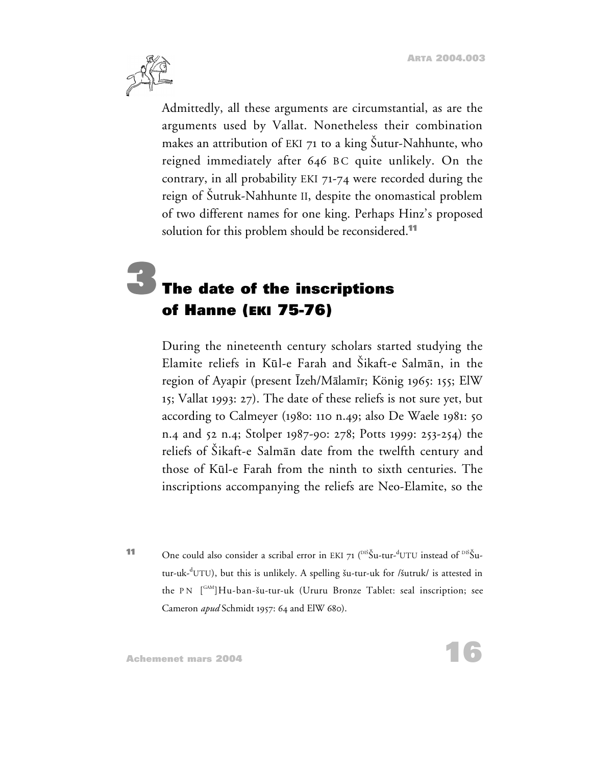Admittedly, all these arguments are circumstantial, as are the arguments used by Vallat. Nonetheless their combination makes an attribution of EKI 71 to a king Šutur-Nahhunte, who reigned immediately after 646 BC quite unlikely. On the contrary, in all probability EKI 71-74 were recorded during the reign of Šutruk-Nahhunte II, despite the onomastical problem of two different names for one king. Perhaps Hinz's proposed solution for this problem should be reconsidered.[11]

## 3 The date of the inscriptions of Hanne (EKI 75-76)

During the nineteenth century scholars started studying the Elamite reliefs in Kūl-e Farah and Šikaft-e Salmān, in the region of Ayapir (present Īzeh/Mālamīr; König 1965: 155; ElW 15; Vallat 1993: 27). The date of these reliefs is not sure yet, but according to Calmeyer (1980: 110 n.49; also De Waele 1981: 50 n.4 and 52 n.4; Stolper 1987-90: 278; Potts 1999: 253-254) the reliefs of Šikaft-e Salmān date from the twelfth century and those of Kūl-e Farah from the ninth to sixth centuries. The inscriptions accompanying the reliefs are Neo-Elamite, so the

---

11 One could also consider a scribal error in EKI 71 ([DIŠ]Šu-tur-[d]UTU instead of [DIŠ]Šu-tur-uk-[d]UTU), but this is unlikely. A spelling šu-tur-uk for /šutruk/ is attested in the PN [[GAM]]Hu-ban-šu-tur-uk (Ururu Bronze Tablet: seal inscription; see Cameron *apud* Schmidt 1957: 64 and ElW 680).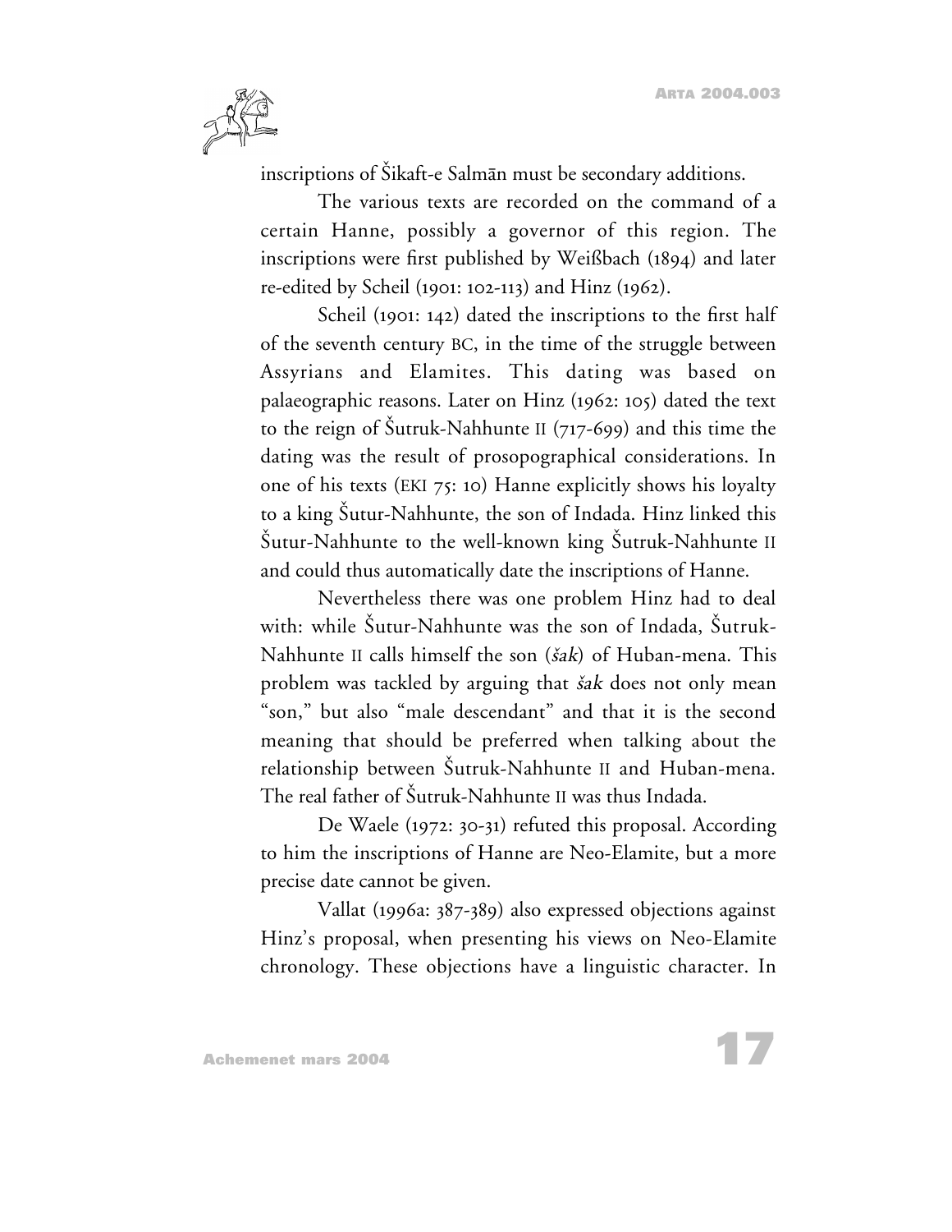inscriptions of Šikaft-e Salmān must be secondary additions.

The various texts are recorded on the command of a certain Hanne, possibly a governor of this region. The inscriptions were first published by Weißbach (1894) and later re-edited by Scheil (1901: 102-113) and Hinz (1962).

Scheil (1901: 142) dated the inscriptions to the first half of the seventh century BC, in the time of the struggle between Assyrians and Elamites. This dating was based on palaeographic reasons. Later on Hinz (1962: 105) dated the text to the reign of Šutruk-Nahhunte II (717-699) and this time the dating was the result of prosopographical considerations. In one of his texts (EKI 75: 10) Hanne explicitly shows his loyalty to a king Šutur-Nahhunte, the son of Indada. Hinz linked this Šutur-Nahhunte to the well-known king Šutruk-Nahhunte II and could thus automatically date the inscriptions of Hanne.

Nevertheless there was one problem Hinz had to deal with: while Šutur-Nahhunte was the son of Indada, Šutruk-Nahhunte II calls himself the son (*šak*) of Huban-mena. This problem was tackled by arguing that *šak* does not only mean "son," but also "male descendant" and that it is the second meaning that should be preferred when talking about the relationship between Šutruk-Nahhunte II and Huban-mena. The real father of Šutruk-Nahhunte II was thus Indada.

De Waele (1972: 30-31) refuted this proposal. According to him the inscriptions of Hanne are Neo-Elamite, but a more precise date cannot be given.

Vallat (1996a: 387-389) also expressed objections against Hinz's proposal, when presenting his views on Neo-Elamite chronology. These objections have a linguistic character. In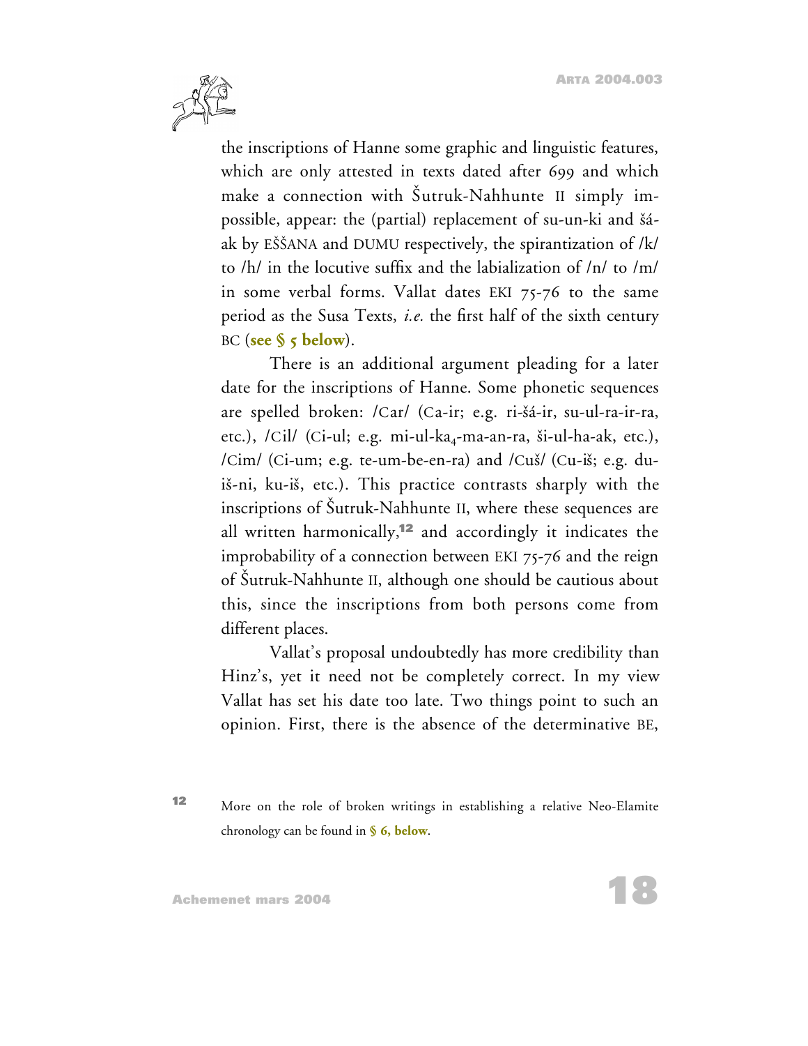the inscriptions of Hanne some graphic and linguistic features, which are only attested in texts dated after 699 and which make a connection with Šutruk-Nahhunte II simply impossible, appear: the (partial) replacement of su-un-ki and šá-ak by EŠŠANA and DUMU respectively, the spirantization of /k/ to /h/ in the locutive suffix and the labialization of /n/ to /m/ in some verbal forms. Vallat dates EKI 75-76 to the same period as the Susa Texts, *i.e.* the first half of the sixth century BC (**see § 5 below**).

There is an additional argument pleading for a later date for the inscriptions of Hanne. Some phonetic sequences are spelled broken: /Car/ (Ca-ir; e.g. ri-šá-ir, su-ul-ra-ir-ra, etc.), /Cil/ (Ci-ul; e.g. mi-ul-$ka_4$-ma-an-ra, ši-ul-ha-ak, etc.), /Cim/ (Ci-um; e.g. te-um-be-en-ra) and /Cuš/ (Cu-iš; e.g. du-iš-ni, ku-iš, etc.). This practice contrasts sharply with the inscriptions of Šutruk-Nahhunte II, where these sequences are all written harmonically,[12] and accordingly it indicates the improbability of a connection between EKI 75-76 and the reign of Šutruk-Nahhunte II, although one should be cautious about this, since the inscriptions from both persons come from different places.

Vallat's proposal undoubtedly has more credibility than Hinz's, yet it need not be completely correct. In my view Vallat has set his date too late. Two things point to such an opinion. First, there is the absence of the determinative BE,

---

[12] More on the role of broken writings in establishing a relative Neo-Elamite chronology can be found in **§ 6, below**.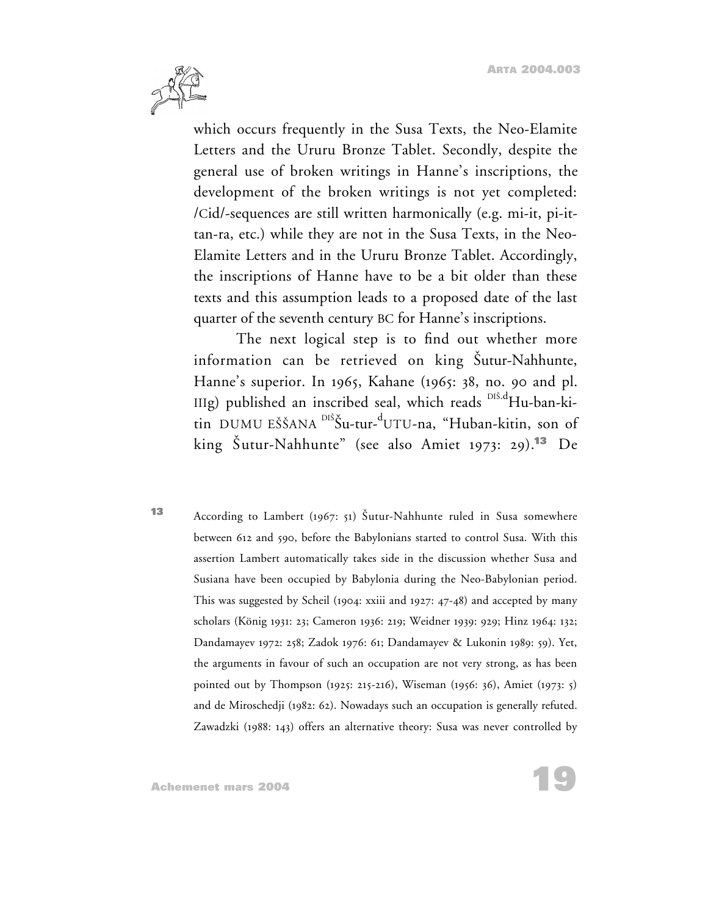which occurs frequently in the Susa Texts, the Neo-Elamite Letters and the Ururu Bronze Tablet. Secondly, despite the general use of broken writings in Hanne's inscriptions, the development of the broken writings is not yet completed: /Cid/-sequences are still written harmonically (e.g. mi-it, pi-it-tan-ra, etc.) while they are not in the Susa Texts, in the Neo-Elamite Letters and in the Ururu Bronze Tablet. Accordingly, the inscriptions of Hanne have to be a bit older than these texts and this assumption leads to a proposed date of the last quarter of the seventh century BC for Hanne's inscriptions.

The next logical step is to find out whether more information can be retrieved on king Šutur-Nahhunte, Hanne's superior. In 1965, Kahane (1965: 38, no. 90 and pl. IIIg) published an inscribed seal, which reads $^{\text{DIŠ.d}}$Hu-ban-ki-tin DUMU EŠŠANA $^{\text{DIŠ}}$Šu-tur-$^{\text{d}}$UTU-na, "Huban-kitin, son of king Šutur-Nahhunte" (see also Amiet 1973: 29).[13] De

[13] According to Lambert (1967: 51) Šutur-Nahhunte ruled in Susa somewhere between 612 and 590, before the Babylonians started to control Susa. With this assertion Lambert automatically takes side in the discussion whether Susa and Susiana have been occupied by Babylonia during the Neo-Babylonian period. This was suggested by Scheil (1904: xxiii and 1927: 47-48) and accepted by many scholars (König 1931: 23; Cameron 1936: 219; Weidner 1939: 929; Hinz 1964: 132; Dandamayev 1972: 258; Zadok 1976: 61; Dandamayev & Lukonin 1989: 59). Yet, the arguments in favour of such an occupation are not very strong, as has been pointed out by Thompson (1925: 215-216), Wiseman (1956: 36), Amiet (1973: 5) and de Miroschedji (1982: 62). Nowadays such an occupation is generally refuted. Zawadzki (1988: 143) offers an alternative theory: Susa was never controlled by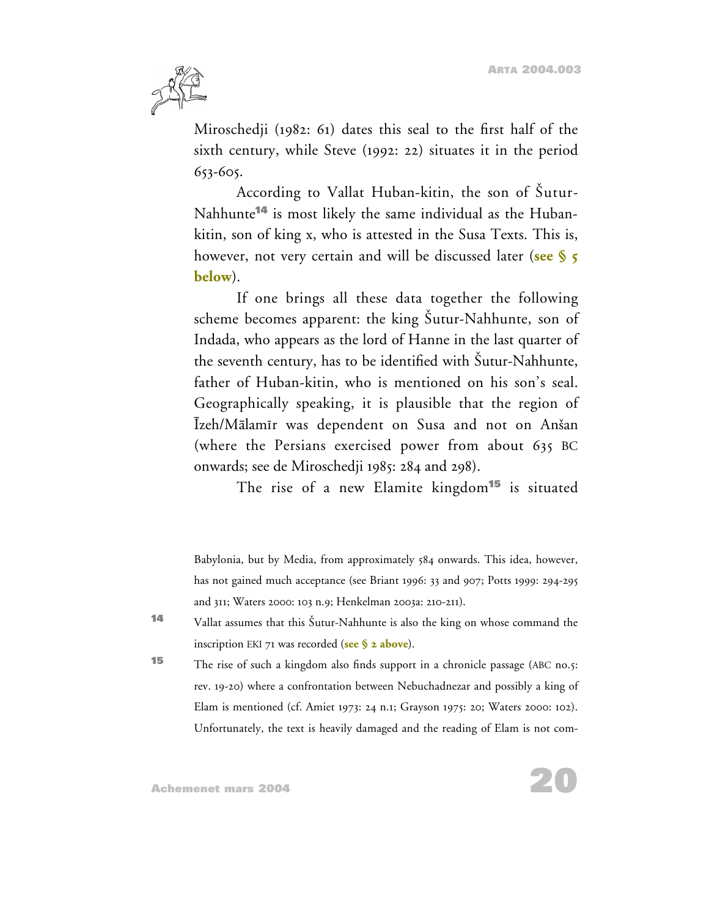Miroschedji (1982: 61) dates this seal to the first half of the sixth century, while Steve (1992: 22) situates it in the period 653-605.

According to Vallat Huban-kitin, the son of Šutur-Nahhunte[14] is most likely the same individual as the Huban-kitin, son of king x, who is attested in the Susa Texts. This is, however, not very certain and will be discussed later (**see § 5 below**).

If one brings all these data together the following scheme becomes apparent: the king Šutur-Nahhunte, son of Indada, who appears as the lord of Hanne in the last quarter of the seventh century, has to be identified with Šutur-Nahhunte, father of Huban-kitin, who is mentioned on his son's seal. Geographically speaking, it is plausible that the region of Īzeh/Mālamīr was dependent on Susa and not on Anšan (where the Persians exercised power from about 635 BC onwards; see de Miroschedji 1985: 284 and 298).

The rise of a new Elamite kingdom[15] is situated

---

Babylonia, but by Media, from approximately 584 onwards. This idea, however, has not gained much acceptance (see Briant 1996: 33 and 907; Potts 1999: 294-295 and 311; Waters 2000: 103 n.9; Henkelman 2003a: 210-211).

[14] Vallat assumes that this Šutur-Nahhunte is also the king on whose command the inscription EKI 71 was recorded (**see § 2 above**).

[15] The rise of such a kingdom also finds support in a chronicle passage (ABC no.5: rev. 19-20) where a confrontation between Nebuchadnezar and possibly a king of Elam is mentioned (cf. Amiet 1973: 24 n.1; Grayson 1975: 20; Waters 2000: 102). Unfortunately, the text is heavily damaged and the reading of Elam is not com-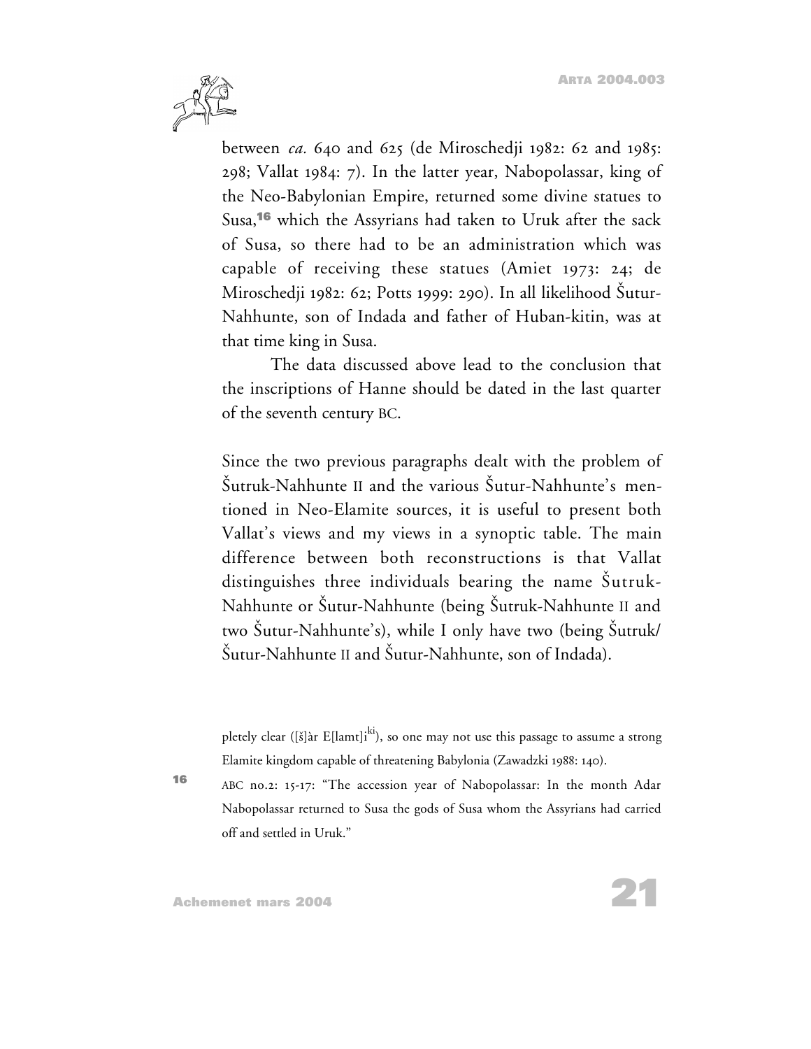between *ca.* 640 and 625 (de Miroschedji 1982: 62 and 1985: 298; Vallat 1984: 7). In the latter year, Nabopolassar, king of the Neo-Babylonian Empire, returned some divine statues to Susa,[16] which the Assyrians had taken to Uruk after the sack of Susa, so there had to be an administration which was capable of receiving these statues (Amiet 1973: 24; de Miroschedji 1982: 62; Potts 1999: 290). In all likelihood Šutur-Nahhunte, son of Indada and father of Huban-kitin, was at that time king in Susa.

The data discussed above lead to the conclusion that the inscriptions of Hanne should be dated in the last quarter of the seventh century BC.

Since the two previous paragraphs dealt with the problem of Šutruk-Nahhunte II and the various Šutur-Nahhunte's mentioned in Neo-Elamite sources, it is useful to present both Vallat's views and my views in a synoptic table. The main difference between both reconstructions is that Vallat distinguishes three individuals bearing the name Šutruk-Nahhunte or Šutur-Nahhunte (being Šutruk-Nahhunte II and two Šutur-Nahhunte's), while I only have two (being Šutruk/Šutur-Nahhunte II and Šutur-Nahhunte, son of Indada).

pletely clear ([š]àr E[lamt]i[ki]), so one may not use this passage to assume a strong Elamite kingdom capable of threatening Babylonia (Zawadzki 1988: 140).

16 ABC no.2: 15-17: "The accession year of Nabopolassar: In the month Adar Nabopolassar returned to Susa the gods of Susa whom the Assyrians had carried off and settled in Uruk."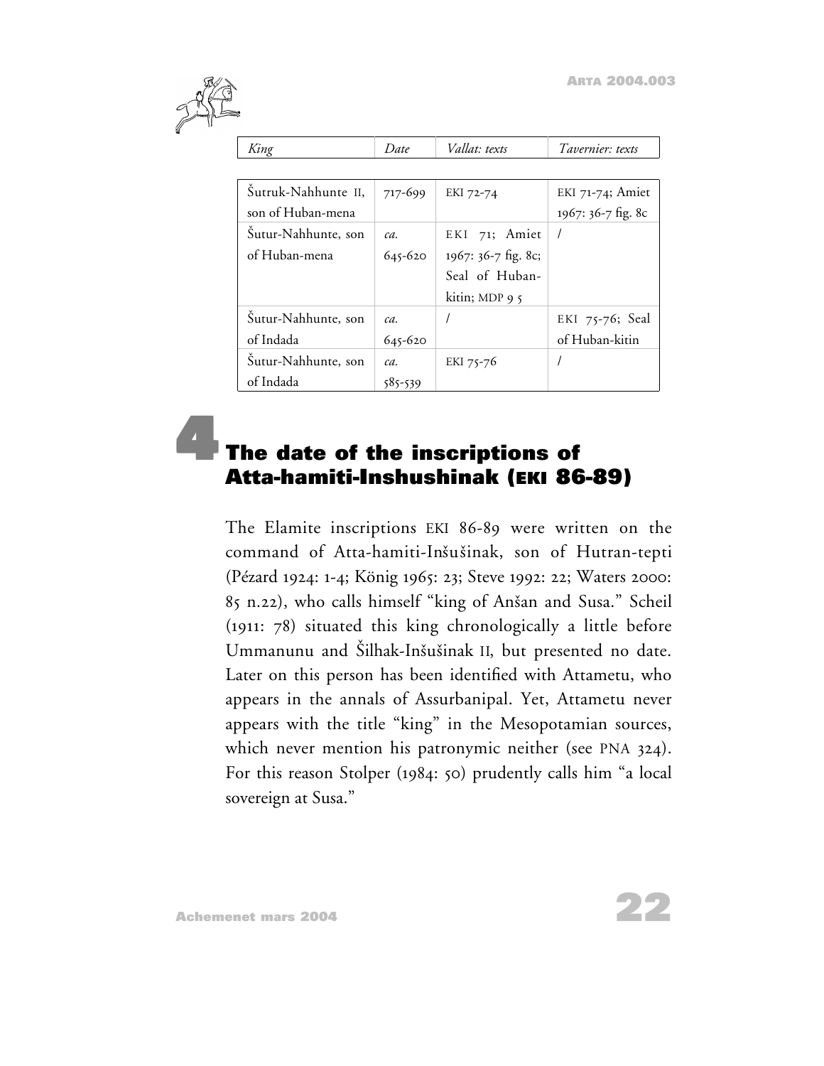| King | Date | Vallat: texts | Tavernier: texts |
|---|---|---|---|
| Šutruk-Nahhunte II, son of Huban-mena | 717-699 | EKI 72-74 | EKI 71-74; Amiet 1967: 36-7 fig. 8c |
| Šutur-Nahhunte, son of Huban-mena | ca. 645-620 | EKI 71; Amiet 1967: 36-7 fig. 8c; Seal of Huban-kitin; MDP 9 5 | / |
| Šutur-Nahhunte, son of Indada | ca. 645-620 | / | EKI 75-76; Seal of Huban-kitin |
| Šutur-Nahhunte, son of Indada | ca. 585-539 | EKI 75-76 | / |

## 4 The date of the inscriptions of Atta-hamiti-Inshushinak (EKI 86-89)

The Elamite inscriptions EKI 86-89 were written on the command of Atta-hamiti-Inšušinak, son of Hutran-tepti (Pézard 1924: 1-4; König 1965: 23; Steve 1992: 22; Waters 2000: 85 n.22), who calls himself "king of Anšan and Susa." Scheil (1911: 78) situated this king chronologically a little before Ummanunu and Šilhak-Inšušinak II, but presented no date. Later on this person has been identified with Attametu, who appears in the annals of Assurbanipal. Yet, Attametu never appears with the title "king" in the Mesopotamian sources, which never mention his patronymic neither (see PNA 324). For this reason Stolper (1984: 50) prudently calls him "a local sovereign at Susa."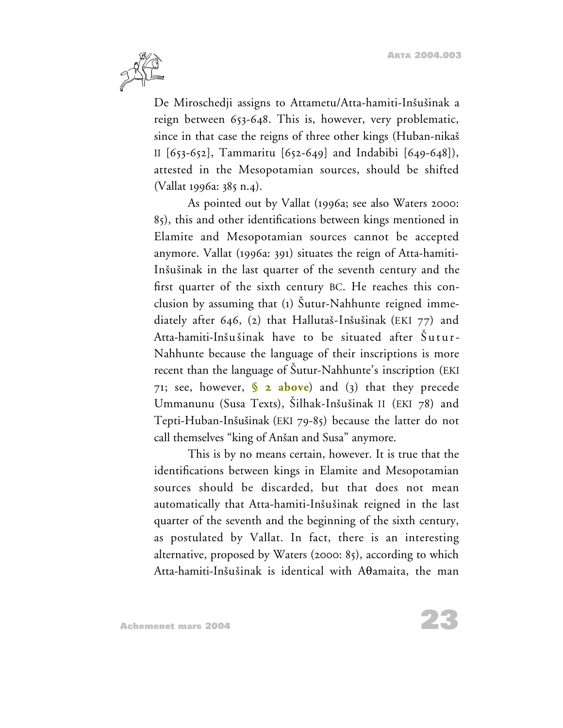De Miroschedji assigns to Attametu/Atta-hamiti-Inšušinak a reign between 653-648. This is, however, very problematic, since in that case the reigns of three other kings (Huban-nikaš II [653-652], Tammaritu [652-649] and Indabibi [649-648]), attested in the Mesopotamian sources, should be shifted (Vallat 1996a: 385 n.4).

As pointed out by Vallat (1996a; see also Waters 2000: 85), this and other identifications between kings mentioned in Elamite and Mesopotamian sources cannot be accepted anymore. Vallat (1996a: 391) situates the reign of Atta-hamiti-Inšušinak in the last quarter of the seventh century and the first quarter of the sixth century BC. He reaches this conclusion by assuming that (1) Šutur-Nahhunte reigned immediately after 646, (2) that Hallutaš-Inšušinak (EKI 77) and Atta-hamiti-Inšušinak have to be situated after Šutur-Nahhunte because the language of their inscriptions is more recent than the language of Šutur-Nahhunte's inscription (EKI 71; see, however, **§ 2 above**) and (3) that they precede Ummanunu (Susa Texts), Šilhak-Inšušinak II (EKI 78) and Tepti-Huban-Inšušinak (EKI 79-85) because the latter do not call themselves "king of Anšan and Susa" anymore.

This is by no means certain, however. It is true that the identifications between kings in Elamite and Mesopotamian sources should be discarded, but that does not mean automatically that Atta-hamiti-Inšušinak reigned in the last quarter of the seventh and the beginning of the sixth century, as postulated by Vallat. In fact, there is an interesting alternative, proposed by Waters (2000: 85), according to which Atta-hamiti-Inšušinak is identical with Aθamaita, the man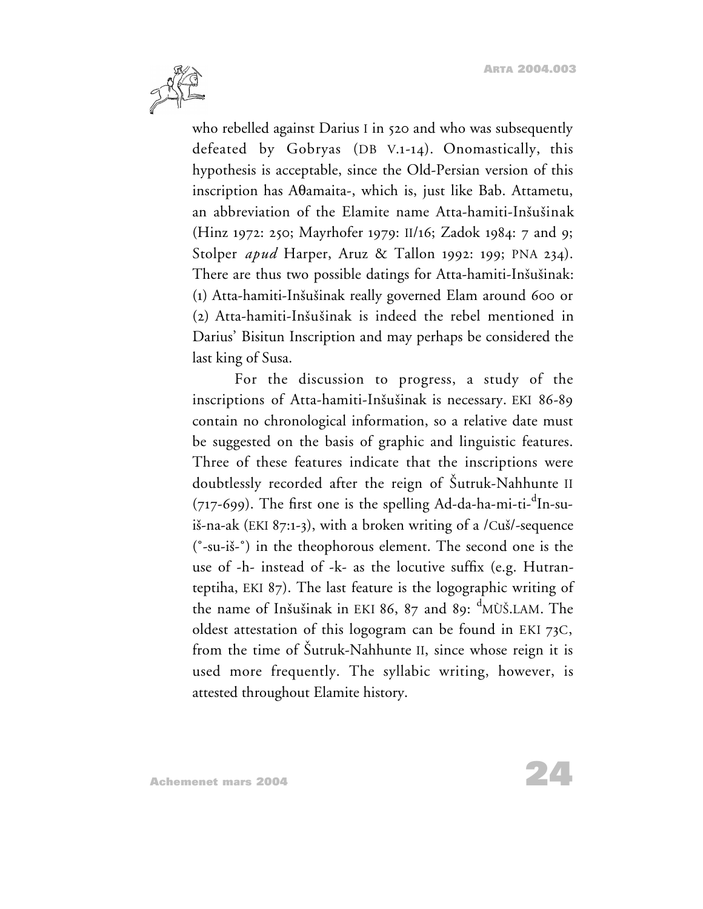who rebelled against Darius I in 520 and who was subsequently defeated by Gobryas (DB V.1-14). Onomastically, this hypothesis is acceptable, since the Old-Persian version of this inscription has Aθamaita-, which is, just like Bab. Attametu, an abbreviation of the Elamite name Atta-hamiti-Inšušinak (Hinz 1972: 250; Mayrhofer 1979: II/16; Zadok 1984: 7 and 9; Stolper *apud* Harper, Aruz & Tallon 1992: 199; PNA 234). There are thus two possible datings for Atta-hamiti-Inšušinak: (1) Atta-hamiti-Inšušinak really governed Elam around 600 or (2) Atta-hamiti-Inšušinak is indeed the rebel mentioned in Darius' Bisitun Inscription and may perhaps be considered the last king of Susa.

For the discussion to progress, a study of the inscriptions of Atta-hamiti-Inšušinak is necessary. EKI 86-89 contain no chronological information, so a relative date must be suggested on the basis of graphic and linguistic features. Three of these features indicate that the inscriptions were doubtlessly recorded after the reign of Šutruk-Nahhunte II (717-699). The first one is the spelling Ad-da-ha-mi-ti-$^{d}$In-su-iš-na-ak (EKI 87:1-3), with a broken writing of a /Cuš/-sequence (°-su-iš-°) in the theophorous element. The second one is the use of -h- instead of -k- as the locutive suffix (e.g. Hutran-teptiha, EKI 87). The last feature is the logographic writing of the name of Inšušinak in EKI 86, 87 and 89: $^{d}$MÙŠ.LAM. The oldest attestation of this logogram can be found in EKI 73C, from the time of Šutruk-Nahhunte II, since whose reign it is used more frequently. The syllabic writing, however, is attested throughout Elamite history.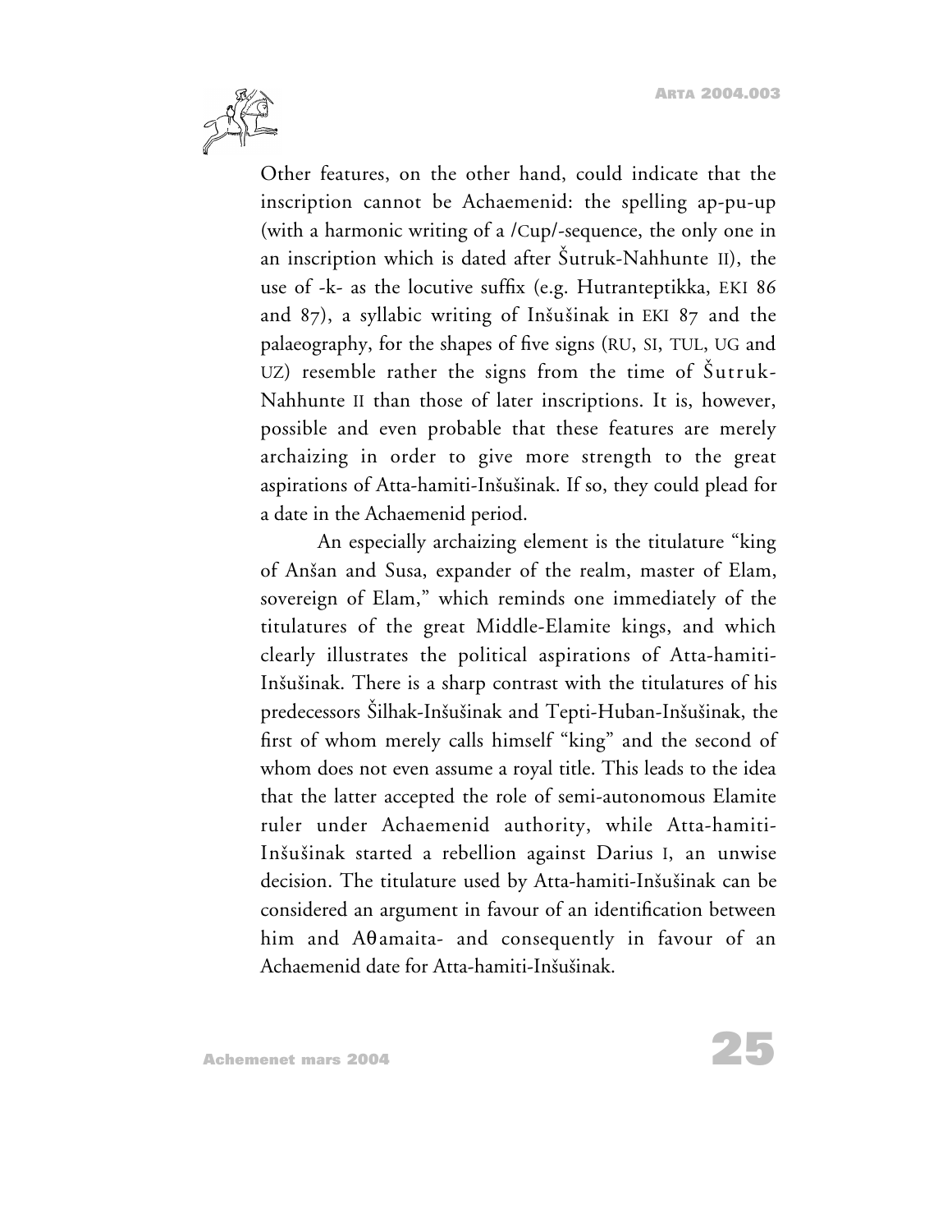Other features, on the other hand, could indicate that the inscription cannot be Achaemenid: the spelling ap-pu-up (with a harmonic writing of a /Cup/-sequence, the only one in an inscription which is dated after Šutruk-Nahhunte II), the use of -k- as the locutive suffix (e.g. Hutranteptikka, EKI 86 and 87), a syllabic writing of Inšušinak in EKI 87 and the palaeography, for the shapes of five signs (RU, SI, TUL, UG and UZ) resemble rather the signs from the time of Šutruk-Nahhunte II than those of later inscriptions. It is, however, possible and even probable that these features are merely archaizing in order to give more strength to the great aspirations of Atta-hamiti-Inšušinak. If so, they could plead for a date in the Achaemenid period.

An especially archaizing element is the titulature "king of Anšan and Susa, expander of the realm, master of Elam, sovereign of Elam," which reminds one immediately of the titulatures of the great Middle-Elamite kings, and which clearly illustrates the political aspirations of Atta-hamiti-Inšušinak. There is a sharp contrast with the titulatures of his predecessors Šilhak-Inšušinak and Tepti-Huban-Inšušinak, the first of whom merely calls himself "king" and the second of whom does not even assume a royal title. This leads to the idea that the latter accepted the role of semi-autonomous Elamite ruler under Achaemenid authority, while Atta-hamiti-Inšušinak started a rebellion against Darius I, an unwise decision. The titulature used by Atta-hamiti-Inšušinak can be considered an argument in favour of an identification between him and Aθamaita- and consequently in favour of an Achaemenid date for Atta-hamiti-Inšušinak.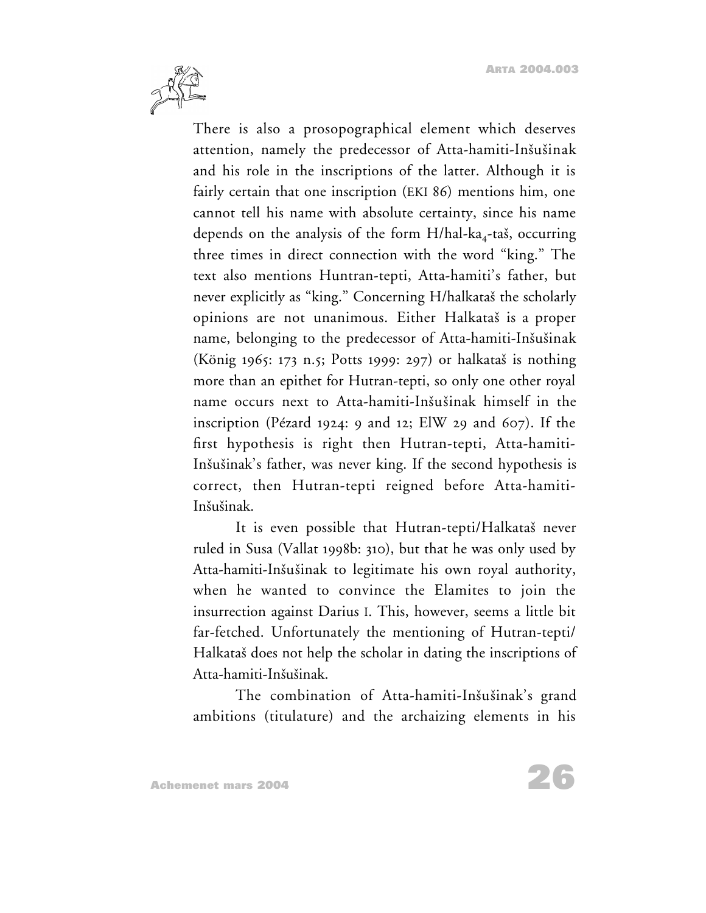There is also a prosopographical element which deserves attention, namely the predecessor of Atta-hamiti-Inšušinak and his role in the inscriptions of the latter. Although it is fairly certain that one inscription (EKI 86) mentions him, one cannot tell his name with absolute certainty, since his name depends on the analysis of the form H/hal-ka$_4$-taš, occurring three times in direct connection with the word "king." The text also mentions Huntran-tepti, Atta-hamiti's father, but never explicitly as "king." Concerning H/halkataš the scholarly opinions are not unanimous. Either Halkataš is a proper name, belonging to the predecessor of Atta-hamiti-Inšušinak (König 1965: 173 n.5; Potts 1999: 297) or halkataš is nothing more than an epithet for Hutran-tepti, so only one other royal name occurs next to Atta-hamiti-Inšušinak himself in the inscription (Pézard 1924: 9 and 12; ElW 29 and 607). If the first hypothesis is right then Hutran-tepti, Atta-hamiti-Inšušinak's father, was never king. If the second hypothesis is correct, then Hutran-tepti reigned before Atta-hamiti-Inšušinak.

It is even possible that Hutran-tepti/Halkataš never ruled in Susa (Vallat 1998b: 310), but that he was only used by Atta-hamiti-Inšušinak to legitimate his own royal authority, when he wanted to convince the Elamites to join the insurrection against Darius I. This, however, seems a little bit far-fetched. Unfortunately the mentioning of Hutran-tepti/Halkataš does not help the scholar in dating the inscriptions of Atta-hamiti-Inšušinak.

The combination of Atta-hamiti-Inšušinak's grand ambitions (titulature) and the archaizing elements in his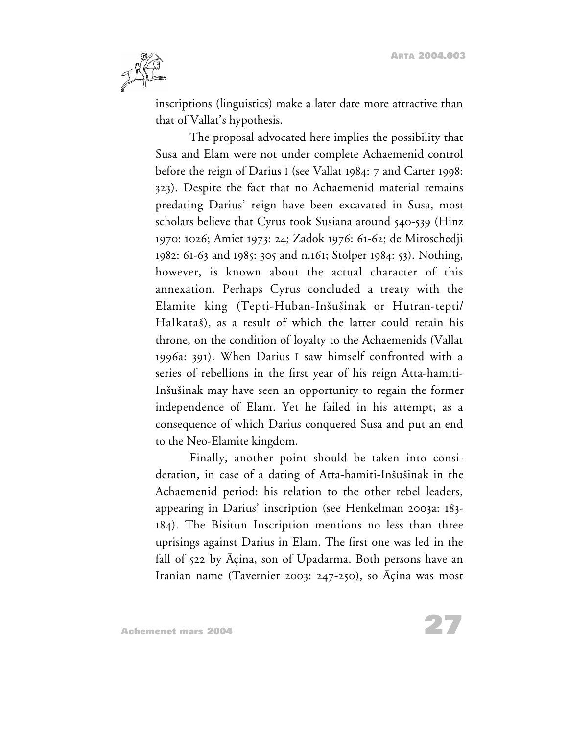inscriptions (linguistics) make a later date more attractive than that of Vallat's hypothesis.

The proposal advocated here implies the possibility that Susa and Elam were not under complete Achaemenid control before the reign of Darius I (see Vallat 1984: 7 and Carter 1998: 323). Despite the fact that no Achaemenid material remains predating Darius' reign have been excavated in Susa, most scholars believe that Cyrus took Susiana around 540-539 (Hinz 1970: 1026; Amiet 1973: 24; Zadok 1976: 61-62; de Miroschedji 1982: 61-63 and 1985: 305 and n.161; Stolper 1984: 53). Nothing, however, is known about the actual character of this annexation. Perhaps Cyrus concluded a treaty with the Elamite king (Tepti-Huban-Inšušinak or Hutran-tepti/ Halkataš), as a result of which the latter could retain his throne, on the condition of loyalty to the Achaemenids (Vallat 1996a: 391). When Darius I saw himself confronted with a series of rebellions in the first year of his reign Atta-hamiti-Inšušinak may have seen an opportunity to regain the former independence of Elam. Yet he failed in his attempt, as a consequence of which Darius conquered Susa and put an end to the Neo-Elamite kingdom.

Finally, another point should be taken into consideration, in case of a dating of Atta-hamiti-Inšušinak in the Achaemenid period: his relation to the other rebel leaders, appearing in Darius' inscription (see Henkelman 2003a: 183-184). The Bisitun Inscription mentions no less than three uprisings against Darius in Elam. The first one was led in the fall of 522 by Āçina, son of Upadarma. Both persons have an Iranian name (Tavernier 2003: 247-250), so Āçina was most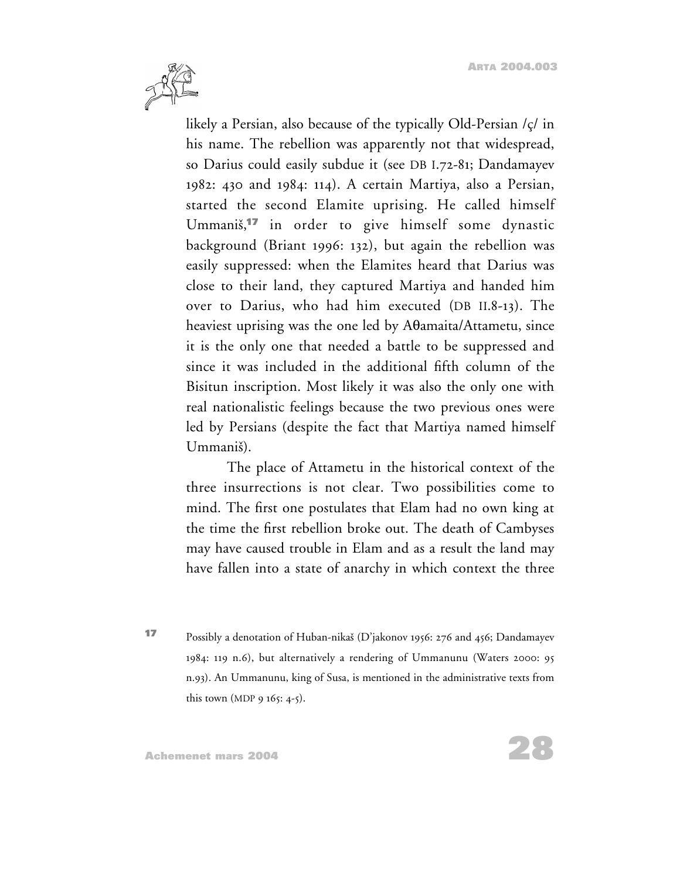likely a Persian, also because of the typically Old-Persian /ç/ in his name. The rebellion was apparently not that widespread, so Darius could easily subdue it (see DB I.72-81; Dandamayev 1982: 430 and 1984: 114). A certain Martiya, also a Persian, started the second Elamite uprising. He called himself Ummaniš,[17] in order to give himself some dynastic background (Briant 1996: 132), but again the rebellion was easily suppressed: when the Elamites heard that Darius was close to their land, they captured Martiya and handed him over to Darius, who had him executed (DB II.8-13). The heaviest uprising was the one led by Aθamaita/Attametu, since it is the only one that needed a battle to be suppressed and since it was included in the additional fifth column of the Bisitun inscription. Most likely it was also the only one with real nationalistic feelings because the two previous ones were led by Persians (despite the fact that Martiya named himself Ummaniš).

The place of Attametu in the historical context of the three insurrections is not clear. Two possibilities come to mind. The first one postulates that Elam had no own king at the time the first rebellion broke out. The death of Cambyses may have caused trouble in Elam and as a result the land may have fallen into a state of anarchy in which context the three

[17] Possibly a denotation of Huban-nikaš (D'jakonov 1956: 276 and 456; Dandamayev 1984: 119 n.6), but alternatively a rendering of Ummanunu (Waters 2000: 95 n.93). An Ummanunu, king of Susa, is mentioned in the administrative texts from this town (MDP 9 165: 4-5).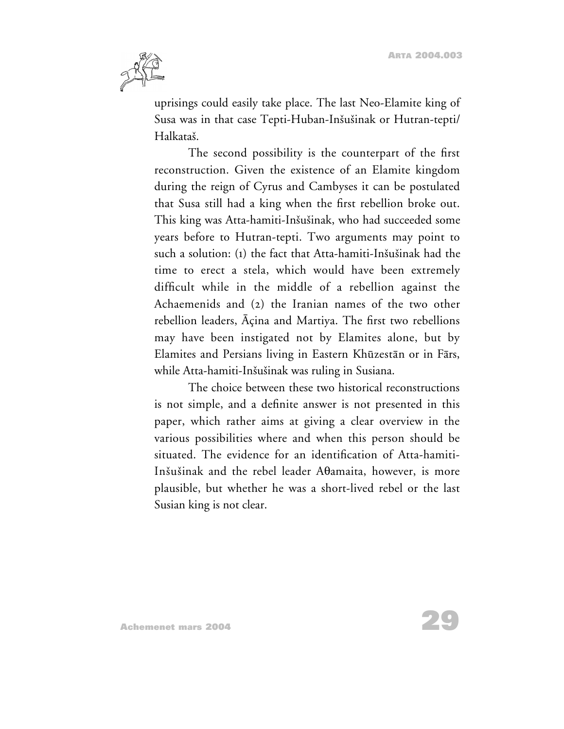uprisings could easily take place. The last Neo-Elamite king of Susa was in that case Tepti-Huban-Inšušinak or Hutran-tepti/ Halkataš.

The second possibility is the counterpart of the first reconstruction. Given the existence of an Elamite kingdom during the reign of Cyrus and Cambyses it can be postulated that Susa still had a king when the first rebellion broke out. This king was Atta-hamiti-Inšušinak, who had succeeded some years before to Hutran-tepti. Two arguments may point to such a solution: (1) the fact that Atta-hamiti-Inšušinak had the time to erect a stela, which would have been extremely difficult while in the middle of a rebellion against the Achaemenids and (2) the Iranian names of the two other rebellion leaders, Āçina and Martiya. The first two rebellions may have been instigated not by Elamites alone, but by Elamites and Persians living in Eastern Khūzestān or in Fārs, while Atta-hamiti-Inšušinak was ruling in Susiana.

The choice between these two historical reconstructions is not simple, and a definite answer is not presented in this paper, which rather aims at giving a clear overview in the various possibilities where and when this person should be situated. The evidence for an identification of Atta-hamiti-Inšušinak and the rebel leader Aθamaita, however, is more plausible, but whether he was a short-lived rebel or the last Susian king is not clear.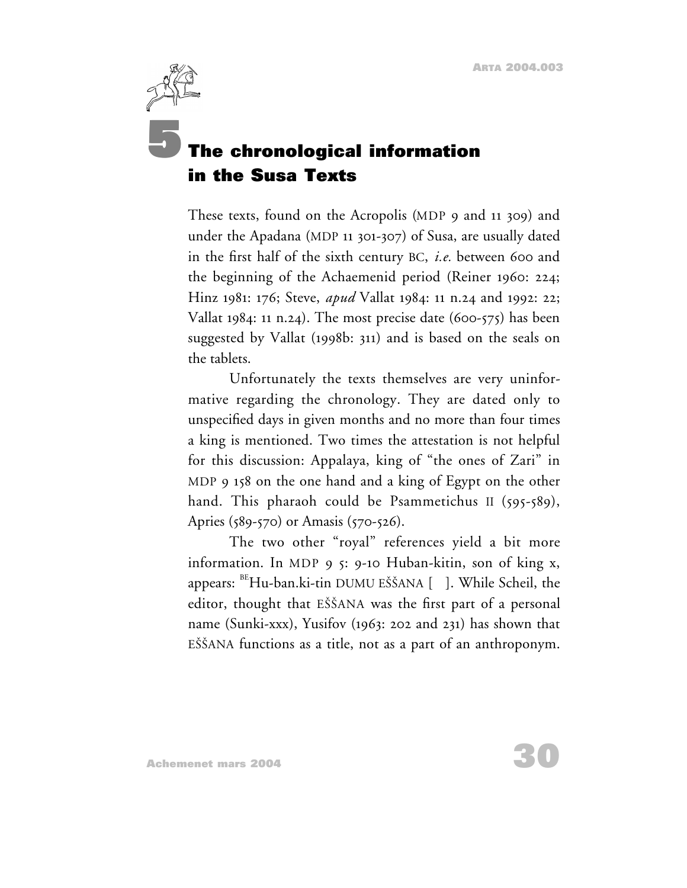# 5 The chronological information in the Susa Texts

These texts, found on the Acropolis (MDP 9 and 11 309) and under the Apadana (MDP 11 301-307) of Susa, are usually dated in the first half of the sixth century BC, *i.e.* between 600 and the beginning of the Achaemenid period (Reiner 1960: 224; Hinz 1981: 176; Steve, *apud* Vallat 1984: 11 n.24 and 1992: 22; Vallat 1984: 11 n.24). The most precise date (600-575) has been suggested by Vallat (1998b: 311) and is based on the seals on the tablets.

Unfortunately the texts themselves are very uninformative regarding the chronology. They are dated only to unspecified days in given months and no more than four times a king is mentioned. Two times the attestation is not helpful for this discussion: Appalaya, king of "the ones of Zari" in MDP 9 158 on the one hand and a king of Egypt on the other hand. This pharaoh could be Psammetichus II (595-589), Apries (589-570) or Amasis (570-526).

The two other "royal" references yield a bit more information. In MDP 9 5: 9-10 Huban-kitin, son of king x, appears: [BE]Hu-ban.ki-tin DUMU EŠŠANA [ ]. While Scheil, the editor, thought that EŠŠANA was the first part of a personal name (Sunki-xxx), Yusifov (1963: 202 and 231) has shown that EŠŠANA functions as a title, not as a part of an anthroponym.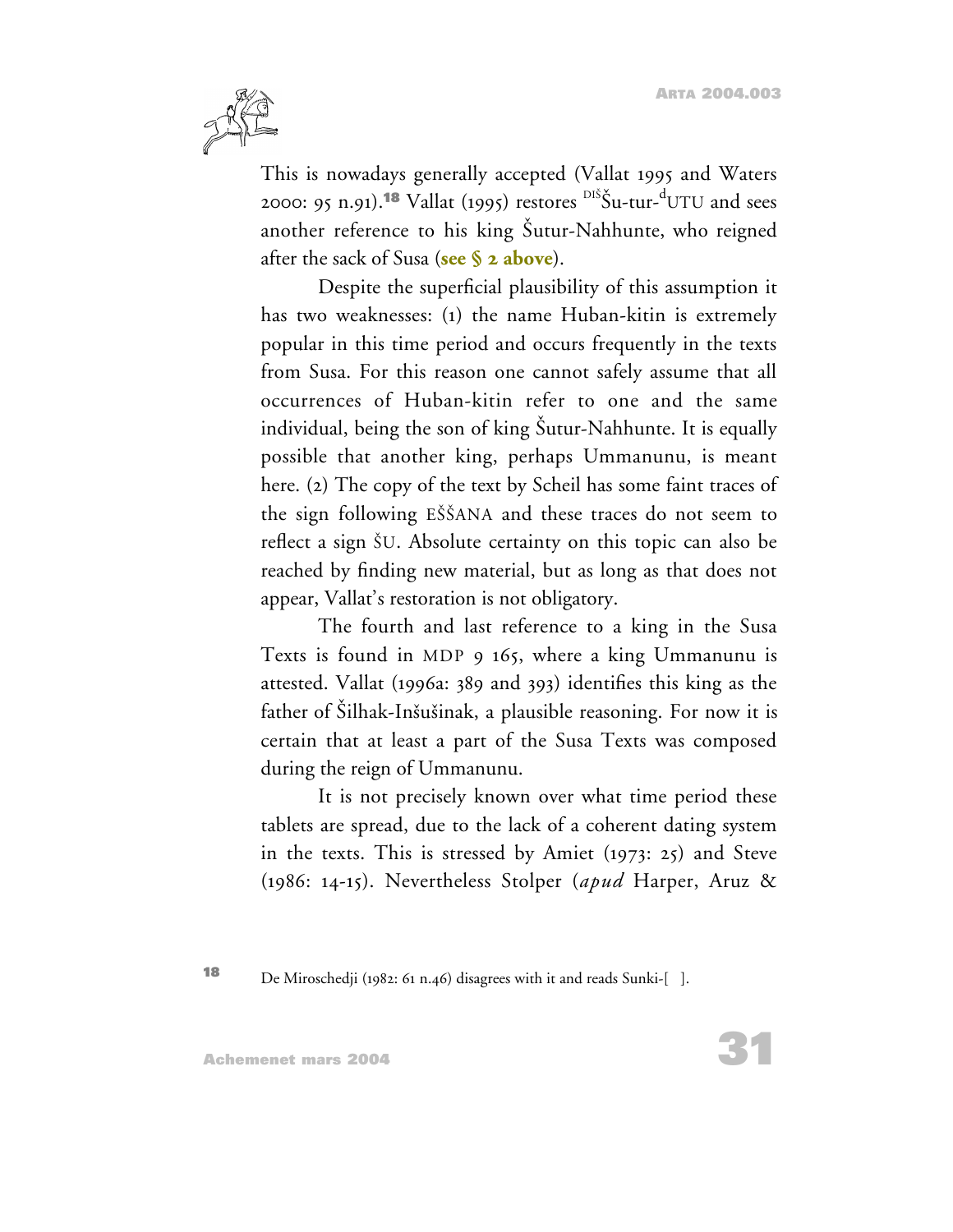This is nowadays generally accepted (Vallat 1995 and Waters 2000: 95 n.91).[18] Vallat (1995) restores $^{\text{DIŠ}}$Šu-tur-$^{\text{d}}$UTU and sees another reference to his king Šutur-Nahhunte, who reigned after the sack of Susa (**see § 2 above**).

Despite the superficial plausibility of this assumption it has two weaknesses: (1) the name Huban-kitin is extremely popular in this time period and occurs frequently in the texts from Susa. For this reason one cannot safely assume that all occurrences of Huban-kitin refer to one and the same individual, being the son of king Šutur-Nahhunte. It is equally possible that another king, perhaps Ummanunu, is meant here. (2) The copy of the text by Scheil has some faint traces of the sign following EŠŠANA and these traces do not seem to reflect a sign ŠU. Absolute certainty on this topic can also be reached by finding new material, but as long as that does not appear, Vallat's restoration is not obligatory.

The fourth and last reference to a king in the Susa Texts is found in MDP 9 165, where a king Ummanunu is attested. Vallat (1996a: 389 and 393) identifies this king as the father of Šilhak-Inšušinak, a plausible reasoning. For now it is certain that at least a part of the Susa Texts was composed during the reign of Ummanunu.

It is not precisely known over what time period these tablets are spread, due to the lack of a coherent dating system in the texts. This is stressed by Amiet (1973: 25) and Steve (1986: 14-15). Nevertheless Stolper (*apud* Harper, Aruz &

---

[18] De Miroschedji (1982: 61 n.46) disagrees with it and reads Sunki-[ ].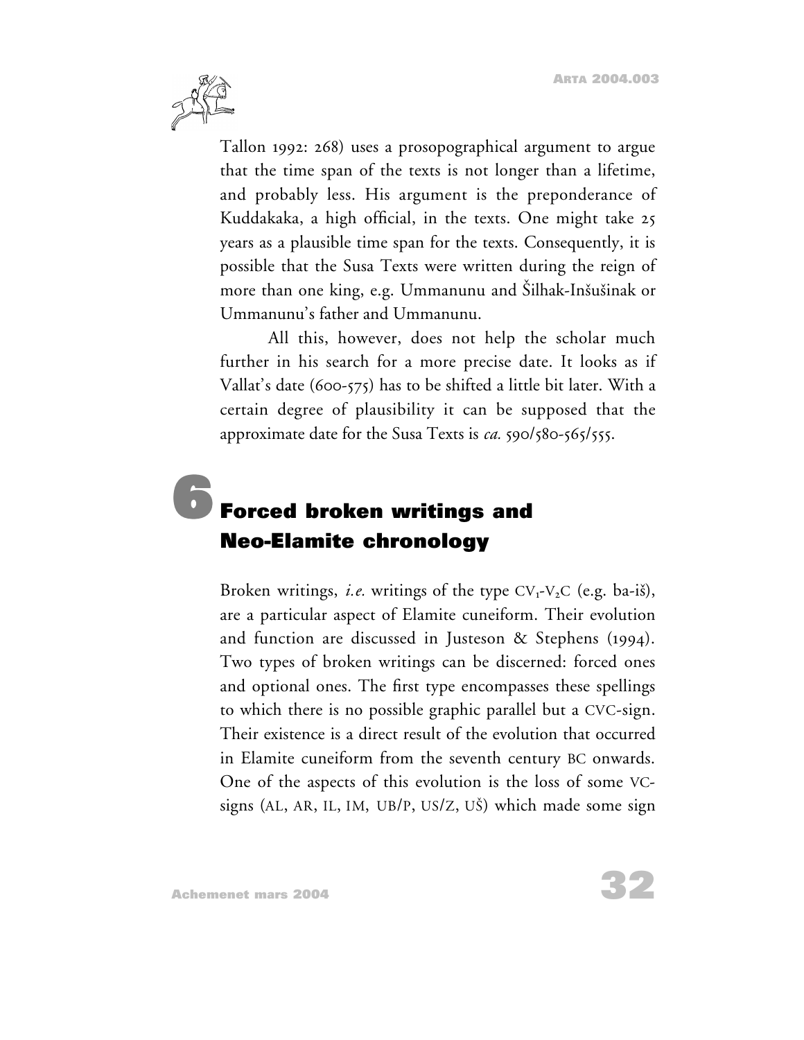Tallon 1992: 268) uses a prosopographical argument to argue that the time span of the texts is not longer than a lifetime, and probably less. His argument is the preponderance of Kuddakaka, a high official, in the texts. One might take 25 years as a plausible time span for the texts. Consequently, it is possible that the Susa Texts were written during the reign of more than one king, e.g. Ummanunu and Šilhak-Inšušinak or Ummanunu's father and Ummanunu.

All this, however, does not help the scholar much further in his search for a more precise date. It looks as if Vallat's date (600-575) has to be shifted a little bit later. With a certain degree of plausibility it can be supposed that the approximate date for the Susa Texts is *ca.* 590/580-565/555.

# 6 Forced broken writings and Neo-Elamite chronology

Broken writings, *i.e.* writings of the type $CV_1$-$V_2C$ (e.g. ba-iš), are a particular aspect of Elamite cuneiform. Their evolution and function are discussed in Justeson & Stephens (1994). Two types of broken writings can be discerned: forced ones and optional ones. The first type encompasses these spellings to which there is no possible graphic parallel but a CVC-sign. Their existence is a direct result of the evolution that occurred in Elamite cuneiform from the seventh century BC onwards. One of the aspects of this evolution is the loss of some VC-signs (AL, AR, IL, IM, UB/P, US/Z, UŠ) which made some sign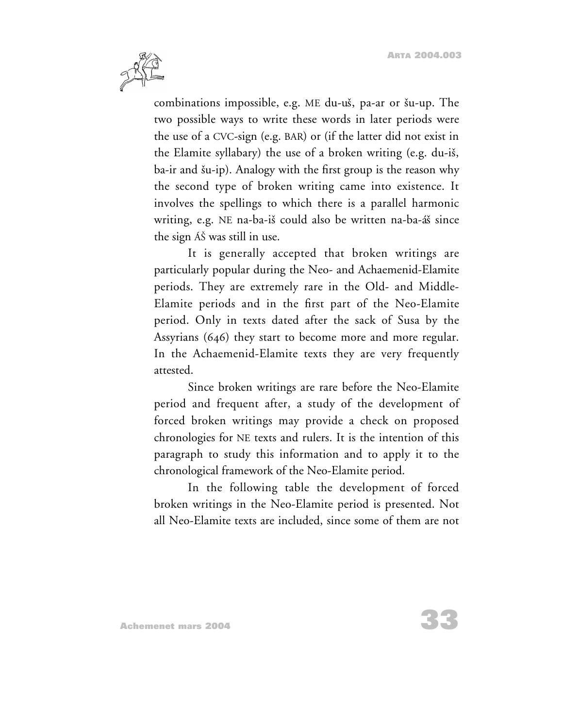combinations impossible, e.g. ME du-uš, pa-ar or šu-up. The two possible ways to write these words in later periods were the use of a CVC-sign (e.g. BAR) or (if the latter did not exist in the Elamite syllabary) the use of a broken writing (e.g. du-iš, ba-ir and šu-ip). Analogy with the first group is the reason why the second type of broken writing came into existence. It involves the spellings to which there is a parallel harmonic writing, e.g. NE na-ba-iš could also be written na-ba-áš since the sign ÁŠ was still in use.

It is generally accepted that broken writings are particularly popular during the Neo- and Achaemenid-Elamite periods. They are extremely rare in the Old- and Middle-Elamite periods and in the first part of the Neo-Elamite period. Only in texts dated after the sack of Susa by the Assyrians (646) they start to become more and more regular. In the Achaemenid-Elamite texts they are very frequently attested.

Since broken writings are rare before the Neo-Elamite period and frequent after, a study of the development of forced broken writings may provide a check on proposed chronologies for NE texts and rulers. It is the intention of this paragraph to study this information and to apply it to the chronological framework of the Neo-Elamite period.

In the following table the development of forced broken writings in the Neo-Elamite period is presented. Not all Neo-Elamite texts are included, since some of them are not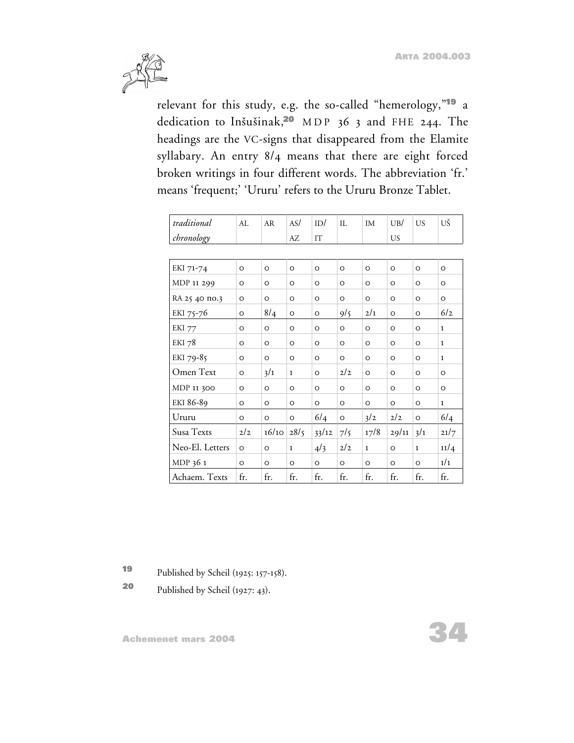relevant for this study, e.g. the so-called "hemerology,"[19] a dedication to Inšušinak,[20] MDP 36 3 and FHE 244. The headings are the VC-signs that disappeared from the Elamite syllabary. An entry 8/4 means that there are eight forced broken writings in four different words. The abbreviation 'fr.' means 'frequent;' 'Ururu' refers to the Ururu Bronze Tablet.

| *traditional chronology* | AL | AR | AS/ AZ | ID/ IT | IL | IM | UB/ US | US | UŠ |
|---|---|---|---|---|---|---|---|---|---|
| EKI 71-74 | 0 | 0 | 0 | 0 | 0 | 0 | 0 | 0 | 0 |
| MDP 11 299 | 0 | 0 | 0 | 0 | 0 | 0 | 0 | 0 | 0 |
| RA 25 40 no.3 | 0 | 0 | 0 | 0 | 0 | 0 | 0 | 0 | 0 |
| EKI 75-76 | 0 | 8/4 | 0 | 0 | 9/5 | 2/1 | 0 | 0 | 6/2 |
| EKI 77 | 0 | 0 | 0 | 0 | 0 | 0 | 0 | 0 | 1 |
| EKI 78 | 0 | 0 | 0 | 0 | 0 | 0 | 0 | 0 | 1 |
| EKI 79-85 | 0 | 0 | 0 | 0 | 0 | 0 | 0 | 0 | 1 |
| Omen Text | 0 | 3/1 | 1 | 0 | 2/2 | 0 | 0 | 0 | 0 |
| MDP 11 300 | 0 | 0 | 0 | 0 | 0 | 0 | 0 | 0 | 0 |
| EKI 86-89 | 0 | 0 | 0 | 0 | 0 | 0 | 0 | 0 | 1 |
| Ururu | 0 | 0 | 0 | 6/4 | 0 | 3/2 | 2/2 | 0 | 6/4 |
| Susa Texts | 2/2 | 16/10 | 28/5 | 33/12 | 7/5 | 17/8 | 29/11 | 3/1 | 21/7 |
| Neo-El. Letters | 0 | 0 | 1 | 4/3 | 2/2 | 1 | 0 | 1 | 11/4 |
| MDP 36 1 | 0 | 0 | 0 | 0 | 0 | 0 | 0 | 0 | 1/1 |
| Achaem. Texts | fr. | fr. | fr. | fr. | fr. | fr. | fr. | fr. | fr. |

[19] Published by Scheil (1925: 157-158).

[20] Published by Scheil (1927: 43).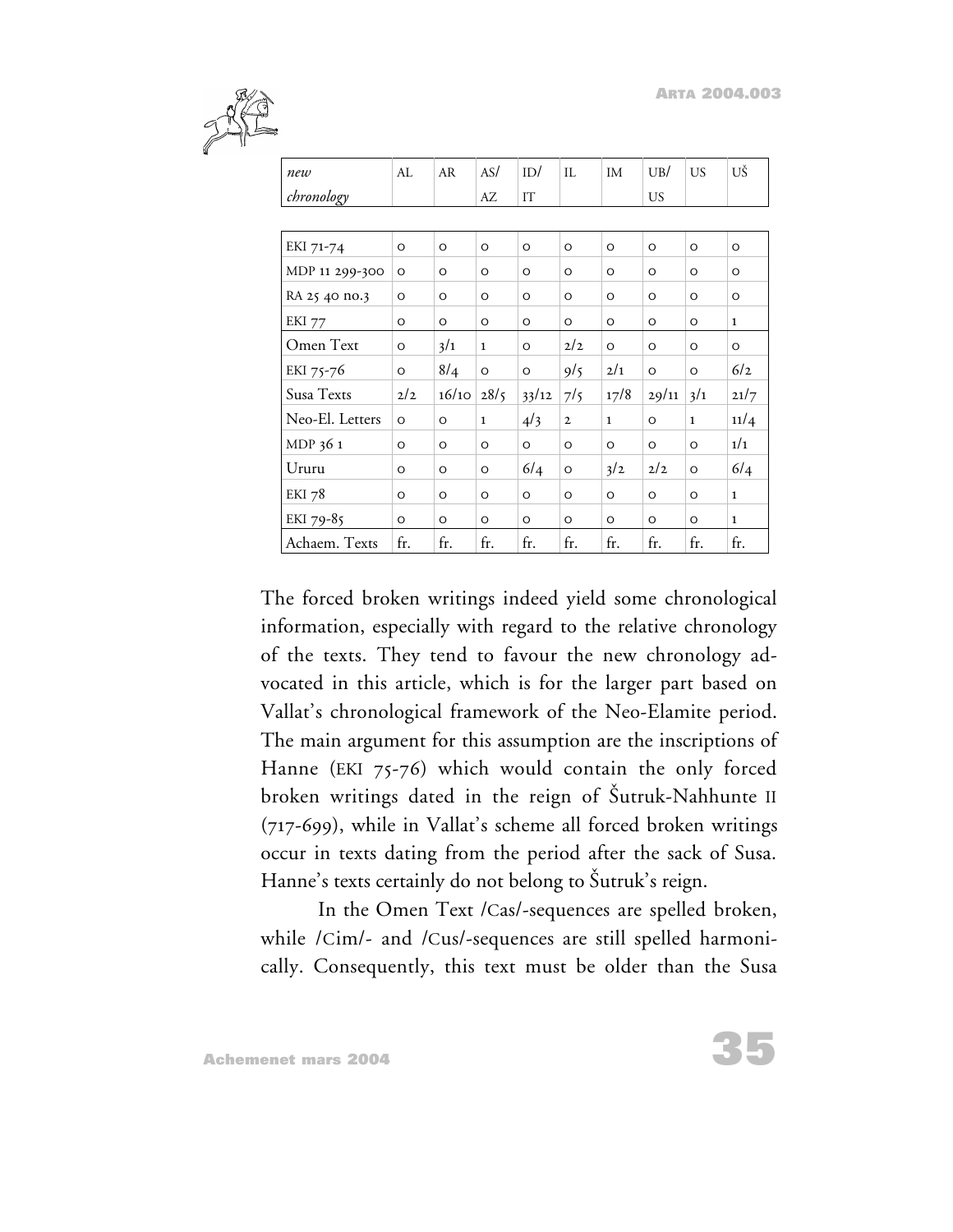| *new chronology* | AL | AR | AS/AZ | ID/IT | IL | IM | UB/US | US | UŠ |
|---|---|---|---|---|---|---|---|---|---|
| EKI 71-74 | 0 | 0 | 0 | 0 | 0 | 0 | 0 | 0 | 0 |
| MDP 11 299-300 | 0 | 0 | 0 | 0 | 0 | 0 | 0 | 0 | 0 |
| RA 25 40 no.3 | 0 | 0 | 0 | 0 | 0 | 0 | 0 | 0 | 0 |
| EKI 77 | 0 | 0 | 0 | 0 | 0 | 0 | 0 | 0 | 1 |
| Omen Text | 0 | 3/1 | 1 | 0 | 2/2 | 0 | 0 | 0 | 0 |
| EKI 75-76 | 0 | 8/4 | 0 | 0 | 9/5 | 2/1 | 0 | 0 | 6/2 |
| Susa Texts | 2/2 | 16/10 | 28/5 | 33/12 | 7/5 | 17/8 | 29/11 | 3/1 | 21/7 |
| Neo-El. Letters | 0 | 0 | 1 | 4/3 | 2 | 1 | 0 | 1 | 11/4 |
| MDP 36 1 | 0 | 0 | 0 | 0 | 0 | 0 | 0 | 0 | 1/1 |
| Ururu | 0 | 0 | 0 | 6/4 | 0 | 3/2 | 2/2 | 0 | 6/4 |
| EKI 78 | 0 | 0 | 0 | 0 | 0 | 0 | 0 | 0 | 1 |
| EKI 79-85 | 0 | 0 | 0 | 0 | 0 | 0 | 0 | 0 | 1 |
| Achaem. Texts | fr. | fr. | fr. | fr. | fr. | fr. | fr. | fr. | fr. |

The forced broken writings indeed yield some chronological information, especially with regard to the relative chronology of the texts. They tend to favour the new chronology advocated in this article, which is for the larger part based on Vallat's chronological framework of the Neo-Elamite period. The main argument for this assumption are the inscriptions of Hanne (EKI 75-76) which would contain the only forced broken writings dated in the reign of Šutruk-Nahhunte II (717-699), while in Vallat's scheme all forced broken writings occur in texts dating from the period after the sack of Susa. Hanne's texts certainly do not belong to Šutruk's reign.

In the Omen Text /Cas/-sequences are spelled broken, while /Cim/- and /Cus/-sequences are still spelled harmonically. Consequently, this text must be older than the Susa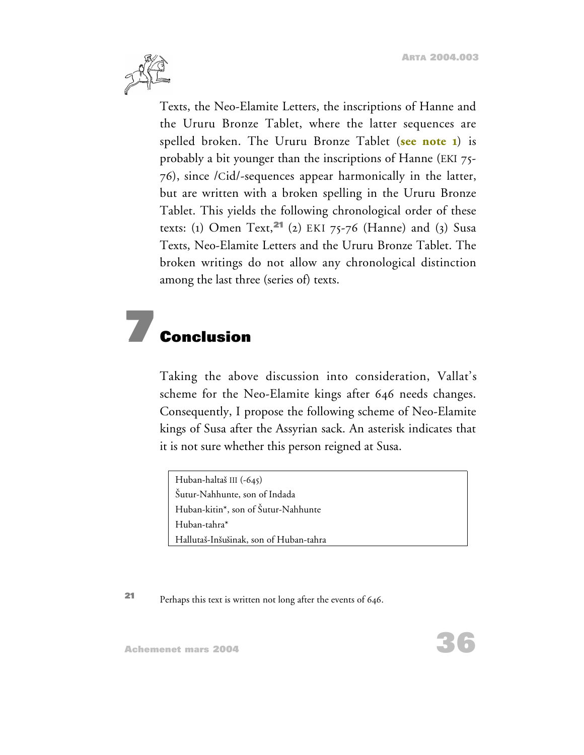Texts, the Neo-Elamite Letters, the inscriptions of Hanne and the Ururu Bronze Tablet, where the latter sequences are spelled broken. The Ururu Bronze Tablet (**see note 1**) is probably a bit younger than the inscriptions of Hanne (EKI 75-76), since /Cid/-sequences appear harmonically in the latter, but are written with a broken spelling in the Ururu Bronze Tablet. This yields the following chronological order of these texts: (1) Omen Text,[21] (2) EKI 75-76 (Hanne) and (3) Susa Texts, Neo-Elamite Letters and the Ururu Bronze Tablet. The broken writings do not allow any chronological distinction among the last three (series of) texts.

# 7 Conclusion

Taking the above discussion into consideration, Vallat's scheme for the Neo-Elamite kings after 646 needs changes. Consequently, I propose the following scheme of Neo-Elamite kings of Susa after the Assyrian sack. An asterisk indicates that it is not sure whether this person reigned at Susa.

| Huban-haltaš III (-645) |
|---|
| Šutur-Nahhunte, son of Indada |
| Huban-kitin*, son of Šutur-Nahhunte |
| Huban-tahra* |
| Hallutaš-Inšušinak, son of Huban-tahra |

[21] Perhaps this text is written not long after the events of 646.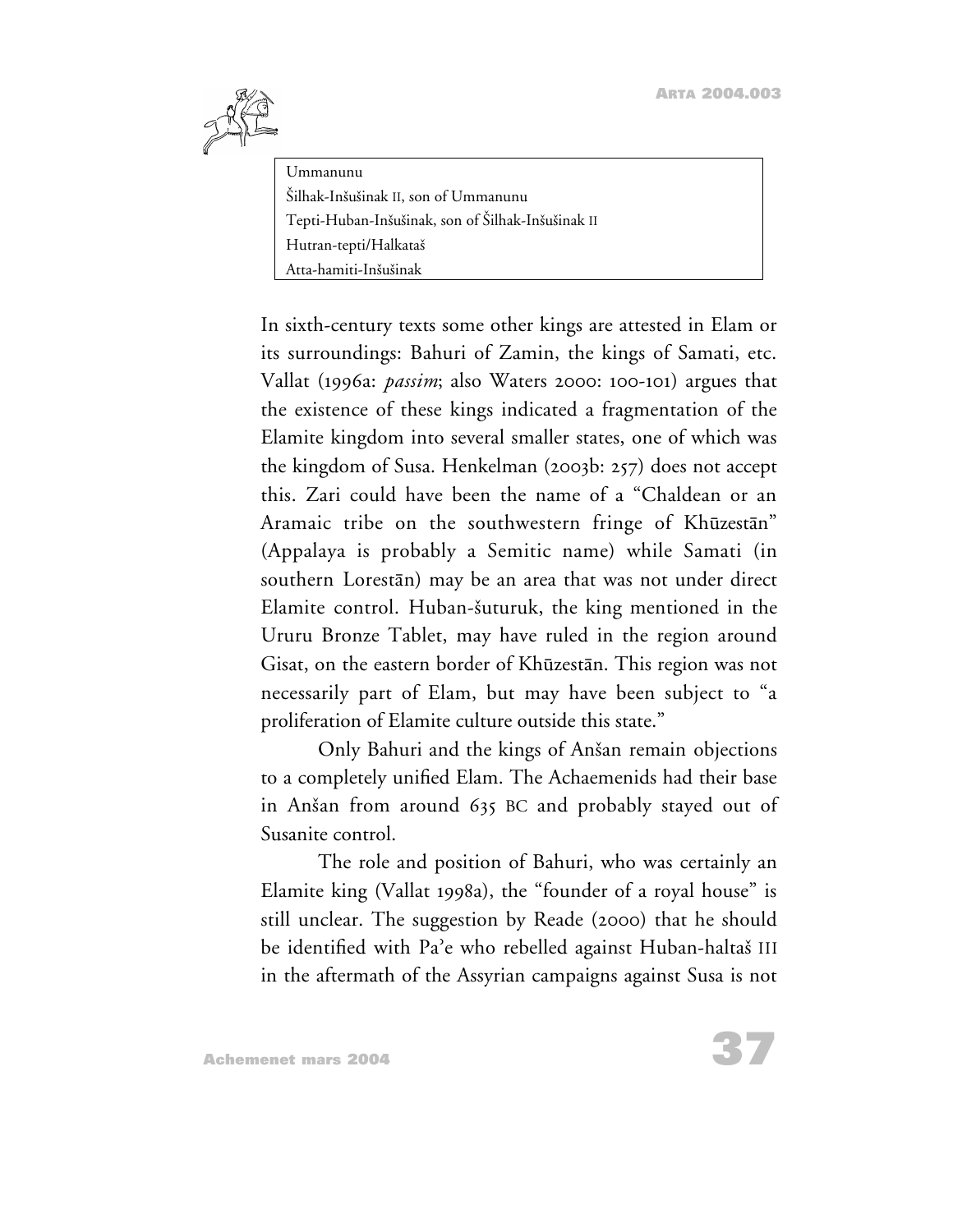| Ummanunu |
| --- |
| Šilhak-Inšušinak II, son of Ummanunu |
| Tepti-Huban-Inšušinak, son of Šilhak-Inšušinak II |
| Hutran-tepti/Halkataš |
| Atta-hamiti-Inšušinak |

In sixth-century texts some other kings are attested in Elam or its surroundings: Bahuri of Zamin, the kings of Samati, etc. Vallat (1996a: *passim*; also Waters 2000: 100-101) argues that the existence of these kings indicated a fragmentation of the Elamite kingdom into several smaller states, one of which was the kingdom of Susa. Henkelman (2003b: 257) does not accept this. Zari could have been the name of a "Chaldean or an Aramaic tribe on the southwestern fringe of Khūzestān" (Appalaya is probably a Semitic name) while Samati (in southern Lorestān) may be an area that was not under direct Elamite control. Huban-šuturuk, the king mentioned in the Ururu Bronze Tablet, may have ruled in the region around Gisat, on the eastern border of Khūzestān. This region was not necessarily part of Elam, but may have been subject to "a proliferation of Elamite culture outside this state."

Only Bahuri and the kings of Anšan remain objections to a completely unified Elam. The Achaemenids had their base in Anšan from around 635 BC and probably stayed out of Susanite control.

The role and position of Bahuri, who was certainly an Elamite king (Vallat 1998a), the "founder of a royal house" is still unclear. The suggestion by Reade (2000) that he should be identified with Pa'e who rebelled against Huban-haltaš III in the aftermath of the Assyrian campaigns against Susa is not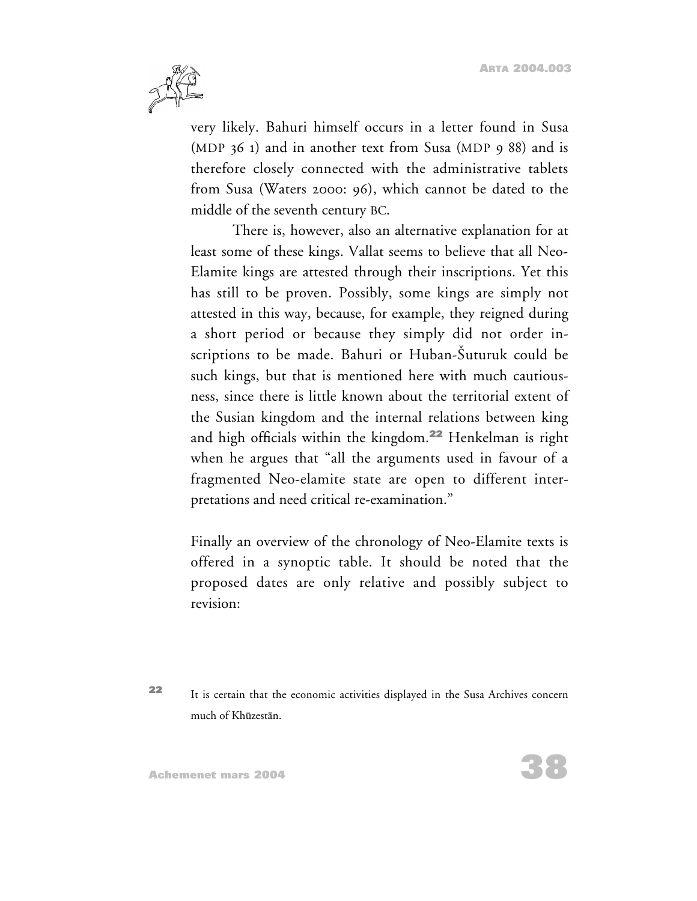very likely. Bahuri himself occurs in a letter found in Susa (MDP 36 1) and in another text from Susa (MDP 9 88) and is therefore closely connected with the administrative tablets from Susa (Waters 2000: 96), which cannot be dated to the middle of the seventh century BC.

There is, however, also an alternative explanation for at least some of these kings. Vallat seems to believe that all Neo-Elamite kings are attested through their inscriptions. Yet this has still to be proven. Possibly, some kings are simply not attested in this way, because, for example, they reigned during a short period or because they simply did not order inscriptions to be made. Bahuri or Huban-Šuturuk could be such kings, but that is mentioned here with much cautiousness, since there is little known about the territorial extent of the Susian kingdom and the internal relations between king and high officials within the kingdom.[22] Henkelman is right when he argues that "all the arguments used in favour of a fragmented Neo-elamite state are open to different interpretations and need critical re-examination."

Finally an overview of the chronology of Neo-Elamite texts is offered in a synoptic table. It should be noted that the proposed dates are only relative and possibly subject to revision:

[22] It is certain that the economic activities displayed in the Susa Archives concern much of Khūzestān.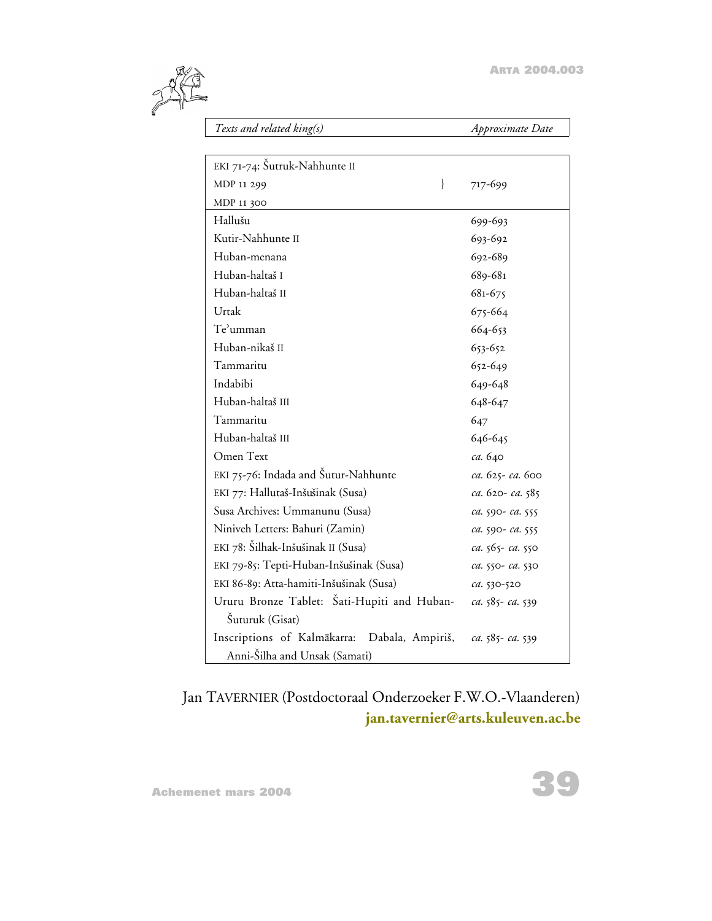| *Texts and related king(s)* | *Approximate Date* |
|---|---|
| EKI 71-74: Šutruk-Nahhunte II<br>MDP 11 299<br>MDP 11 300 | 717-699 |
| Hallušu | 699-693 |
| Kutir-Nahhunte II | 693-692 |
| Huban-menana | 692-689 |
| Huban-haltaš I | 689-681 |
| Huban-haltaš II | 681-675 |
| Urtak | 675-664 |
| Te'umman | 664-653 |
| Huban-nikaš II | 653-652 |
| Tammaritu | 652-649 |
| Indabibi | 649-648 |
| Huban-haltaš III | 648-647 |
| Tammaritu | 647 |
| Huban-haltaš III | 646-645 |
| Omen Text | *ca.* 640 |
| EKI 75-76: Indada and Šutur-Nahhunte | *ca.* 625- *ca.* 600 |
| EKI 77: Hallutaš-Inšušinak (Susa) | *ca.* 620- *ca.* 585 |
| Susa Archives: Ummanunu (Susa) | *ca.* 590- *ca.* 555 |
| Niniveh Letters: Bahuri (Zamin) | *ca.* 590- *ca.* 555 |
| EKI 78: Šilhak-Inšušinak II (Susa) | *ca.* 565- *ca.* 550 |
| EKI 79-85: Tepti-Huban-Inšušinak (Susa) | *ca.* 550- *ca.* 530 |
| EKI 86-89: Atta-hamiti-Inšušinak (Susa) | *ca.* 530-520 |
| Ururu Bronze Tablet: Šati-Hupiti and Huban-Šuturuk (Gisat) | *ca.* 585- *ca.* 539 |
| Inscriptions of Kalmākarra: Dabala, Ampiriš, Anni-Šilha and Unsak (Samati) | *ca.* 585- *ca.* 539 |

Jan TAVERNIER (Postdoctoraal Onderzoeker F.W.O.-Vlaanderen)
**jan.tavernier@arts.kuleuven.ac.be**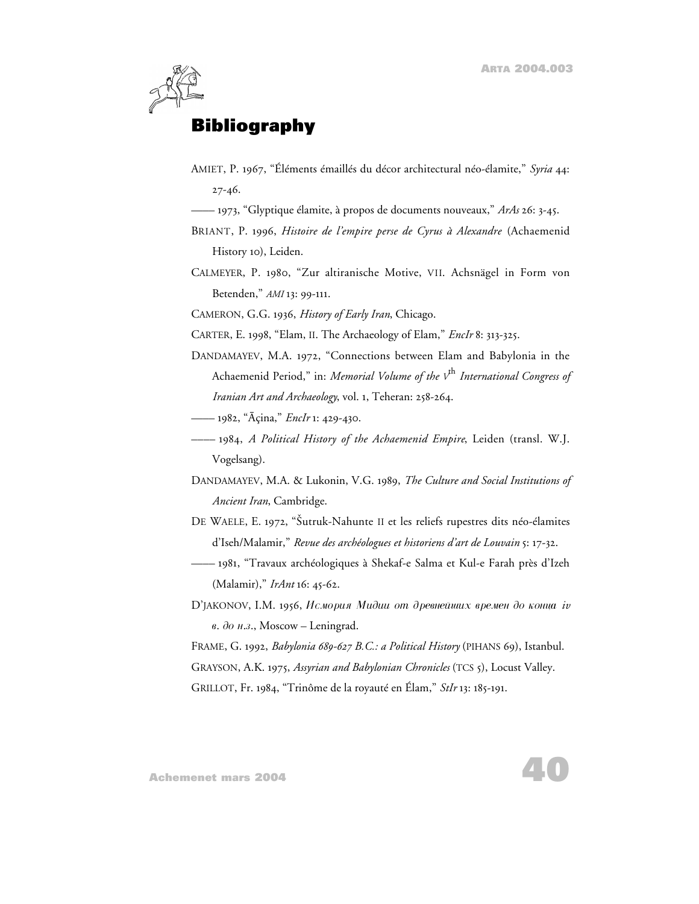# Bibliography

AMIET, P. 1967, “Éléments émaillés du décor architectural néo-élamite,” *Syria* 44: 27-46.

—— 1973, “Glyptique élamite, à propos de documents nouveaux,” *ArAs* 26: 3-45.

BRIANT, P. 1996, *Histoire de l'empire perse de Cyrus à Alexandre* (Achaemenid History 10), Leiden.

CALMEYER, P. 1980, “Zur altiranische Motive, VII. Achsnägel in Form von Betenden,” *AMI* 13: 99-111.

CAMERON, G.G. 1936, *History of Early Iran*, Chicago.

CARTER, E. 1998, “Elam, II. The Archaeology of Elam,” *EncIr* 8: 313-325.

DANDAMAYEV, M.A. 1972, “Connections between Elam and Babylonia in the Achaemenid Period,” in: *Memorial Volume of the Vth International Congress of Iranian Art and Archaeology*, vol. 1, Teheran: 258-264.

—— 1982, “Āçina,” *EncIr* 1: 429-430.

—— 1984, *A Political History of the Achaemenid Empire*, Leiden (transl. W.J. Vogelsang).

DANDAMAYEV, M.A. & Lukonin, V.G. 1989, *The Culture and Social Institutions of Ancient Iran*, Cambridge.

DE WAELE, E. 1972, “Šutruk-Nahunte II et les reliefs rupestres dits néo-élamites d'Iseh/Malamir,” *Revue des archéologues et historiens d'art de Louvain* 5: 17-32.

—— 1981, “Travaux archéologiques à Shekaf-e Salma et Kul-e Farah près d'Izeh (Malamir),” *IrAnt* 16: 45-62.

D'JAKONOV, I.M. 1956, *История Мидии от древнейших времен до конца iv в. до н.з.*, Moscow – Leningrad.

FRAME, G. 1992, *Babylonia 689-627 B.C.: a Political History* (PIHANS 69), Istanbul.

GRAYSON, A.K. 1975, *Assyrian and Babylonian Chronicles* (TCS 5), Locust Valley.

GRILLOT, Fr. 1984, “Trinôme de la royauté en Élam,” *StIr* 13: 185-191.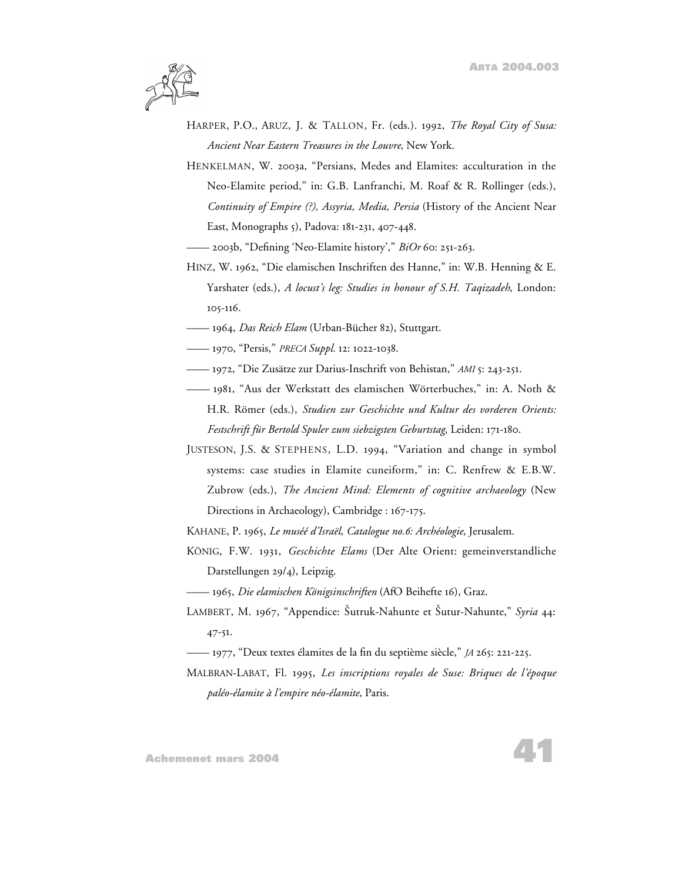HARPER, P.O., ARUZ, J. & TALLON, Fr. (eds.). 1992, *The Royal City of Susa: Ancient Near Eastern Treasures in the Louvre*, New York.

HENKELMAN, W. 2003a, "Persians, Medes and Elamites: acculturation in the Neo-Elamite period," in: G.B. Lanfranchi, M. Roaf & R. Rollinger (eds.), *Continuity of Empire (?), Assyria, Media, Persia* (History of the Ancient Near East, Monographs 5), Padova: 181-231, 407-448.

—— 2003b, "Defining 'Neo-Elamite history'," *BiOr* 60: 251-263.

HINZ, W. 1962, "Die elamischen Inschriften des Hanne," in: W.B. Henning & E. Yarshater (eds.), *A locust's leg: Studies in honour of S.H. Taqizadeh*, London: 105-116.

—— 1964, *Das Reich Elam* (Urban-Bücher 82), Stuttgart.

—— 1970, "Persis," *PRECA Suppl.* 12: 1022-1038.

—— 1972, "Die Zusätze zur Darius-Inschrift von Behistan," *AMI* 5: 243-251.

—— 1981, "Aus der Werkstatt des elamischen Wörterbuches," in: A. Noth & H.R. Römer (eds.), *Studien zur Geschichte und Kultur des vorderen Orients: Festschrift für Bertold Spuler zum siebzigsten Geburtstag*, Leiden: 171-180.

JUSTESON, J.S. & STEPHENS, L.D. 1994, "Variation and change in symbol systems: case studies in Elamite cuneiform," in: C. Renfrew & E.B.W. Zubrow (eds.), *The Ancient Mind: Elements of cognitive archaeology* (New Directions in Archaeology), Cambridge : 167-175.

KAHANE, P. 1965, *Le muséé d'Israël*, *Catalogue no.6: Archéologie*, Jerusalem.

KÖNIG, F.W. 1931, *Geschichte Elams* (Der Alte Orient: gemeinverstandliche Darstellungen 29/4), Leipzig.

—— 1965, *Die elamischen Königsinschriften* (AfO Beihefte 16), Graz.

LAMBERT, M. 1967, "Appendice: Šutruk-Nahunte et Šutur-Nahunte," *Syria* 44: 47-51.

—— 1977, "Deux textes élamites de la fin du septième siècle," *JA* 265: 221-225.

MALBRAN-LABAT, Fl. 1995, *Les inscriptions royales de Suse: Briques de l'époque paléo-élamite à l'empire néo-élamite*, Paris.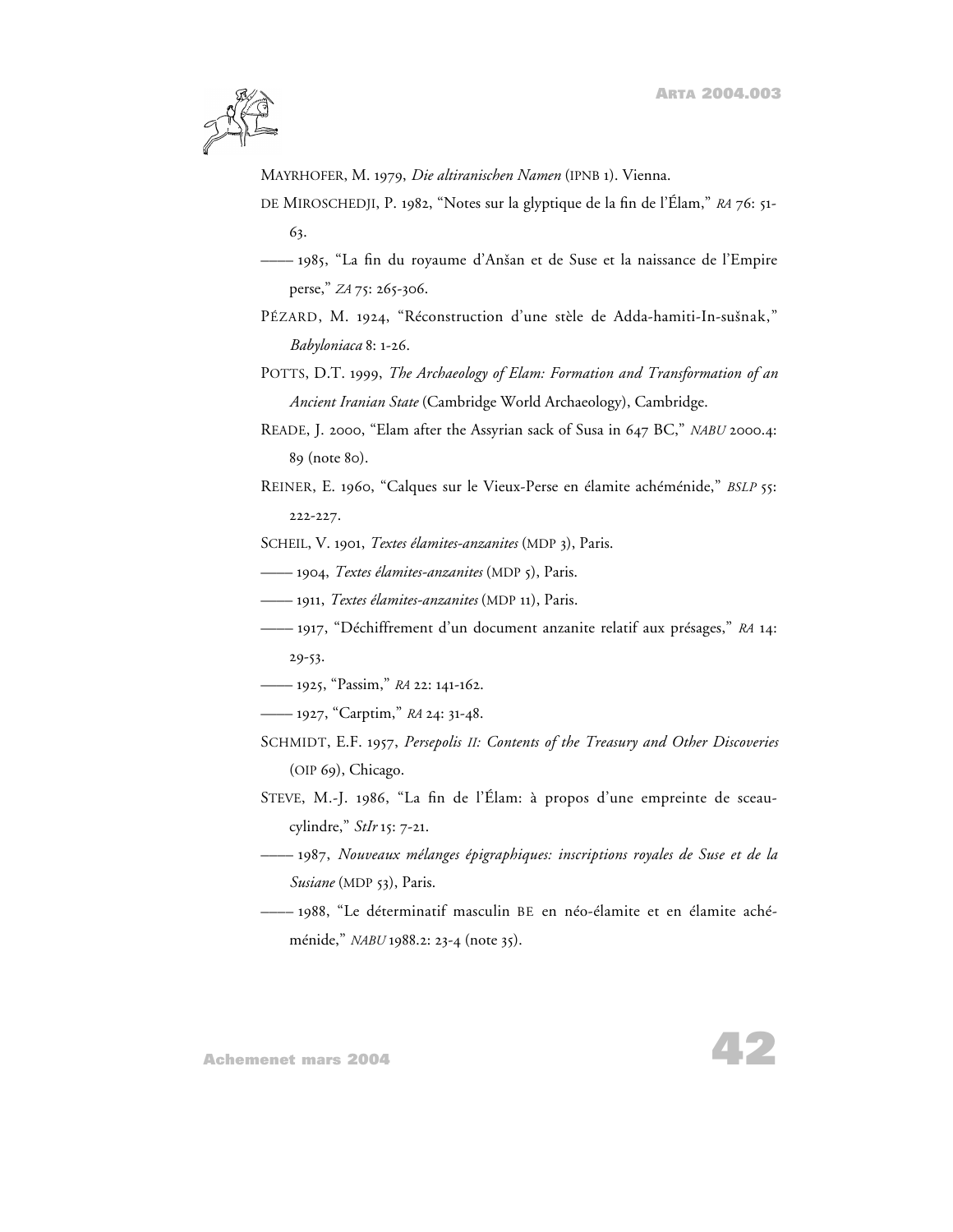MAYRHOFER, M. 1979, *Die altiranischen Namen* (IPNB 1). Vienna.

DE MIROSCHEDJI, P. 1982, "Notes sur la glyptique de la fin de l'Élam," *RA* 76: 51-63.

—— 1985, "La fin du royaume d'Anšan et de Suse et la naissance de l'Empire perse," *ZA* 75: 265-306.

PÉZARD, M. 1924, "Réconstruction d'une stèle de Adda-hamiti-In-sušnak," *Babyloniaca* 8: 1-26.

POTTS, D.T. 1999, *The Archaeology of Elam: Formation and Transformation of an Ancient Iranian State* (Cambridge World Archaeology), Cambridge.

READE, J. 2000, "Elam after the Assyrian sack of Susa in 647 BC," *NABU* 2000.4: 89 (note 80).

REINER, E. 1960, "Calques sur le Vieux-Perse en élamite achéménide," *BSLP* 55: 222-227.

SCHEIL, V. 1901, *Textes élamites-anzanites* (MDP 3), Paris.

—— 1904, *Textes élamites-anzanites* (MDP 5), Paris.

—— 1911, *Textes élamites-anzanites* (MDP 11), Paris.

—— 1917, "Déchiffrement d'un document anzanite relatif aux présages," *RA* 14: 29-53.

—— 1925, "Passim," *RA* 22: 141-162.

—— 1927, "Carptim," *RA* 24: 31-48.

SCHMIDT, E.F. 1957, *Persepolis II: Contents of the Treasury and Other Discoveries* (OIP 69), Chicago.

STEVE, M.-J. 1986, "La fin de l'Élam: à propos d'une empreinte de sceau-cylindre," *StIr* 15: 7-21.

—— 1987, *Nouveaux mélanges épigraphiques: inscriptions royales de Suse et de la Susiane* (MDP 53), Paris.

—— 1988, "Le déterminatif masculin BE en néo-élamite et en élamite achéménide," *NABU* 1988.2: 23-4 (note 35).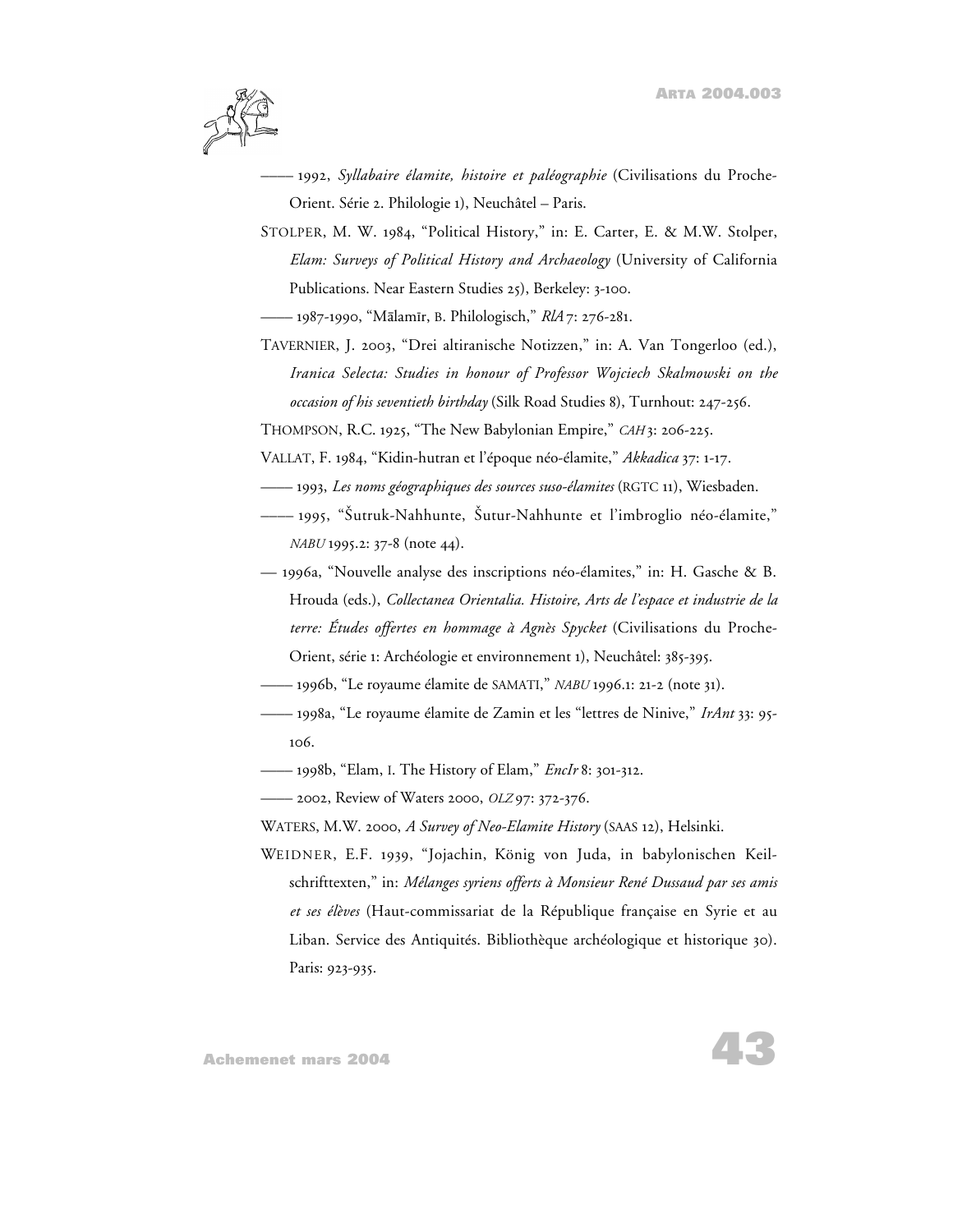—— 1992, *Syllabaire élamite, histoire et paléographie* (Civilisations du Proche-Orient. Série 2. Philologie 1), Neuchâtel – Paris.

STOLPER, M. W. 1984, "Political History," in: E. Carter, E. & M.W. Stolper, *Elam: Surveys of Political History and Archaeology* (University of California Publications. Near Eastern Studies 25), Berkeley: 3-100.

—— 1987-1990, "Mālamīr, B. Philologisch," *RlA* 7: 276-281.

TAVERNIER, J. 2003, "Drei altiranische Notizzen," in: A. Van Tongerloo (ed.), *Iranica Selecta: Studies in honour of Professor Wojciech Skalmowski on the occasion of his seventieth birthday* (Silk Road Studies 8), Turnhout: 247-256.

THOMPSON, R.C. 1925, "The New Babylonian Empire," *CAH* 3: 206-225.

VALLAT, F. 1984, "Kidin-hutran et l'époque néo-élamite," *Akkadica* 37: 1-17.

—— 1993, *Les noms géographiques des sources suso-élamites* (RGTC 11), Wiesbaden.

—— 1995, "Šutruk-Nahhunte, Šutur-Nahhunte et l'imbroglio néo-élamite," *NABU* 1995.2: 37-8 (note 44).

— 1996a, "Nouvelle analyse des inscriptions néo-élamites," in: H. Gasche & B. Hrouda (eds.), *Collectanea Orientalia. Histoire, Arts de l'espace et industrie de la terre: Études offertes en hommage à Agnès Spycket* (Civilisations du Proche-Orient, série 1: Archéologie et environnement 1), Neuchâtel: 385-395.

—— 1996b, "Le royaume élamite de SAMATI," *NABU* 1996.1: 21-2 (note 31).

—— 1998a, "Le royaume élamite de Zamin et les "lettres de Ninive," *IrAnt* 33: 95-106.

—— 1998b, "Elam, I. The History of Elam," *EncIr* 8: 301-312.

—— 2002, Review of Waters 2000, *OLZ* 97: 372-376.

WATERS, M.W. 2000, *A Survey of Neo-Elamite History* (SAAS 12), Helsinki.

WEIDNER, E.F. 1939, "Jojachin, König von Juda, in babylonischen Keilschrifttexten," in: *Mélanges syriens offerts à Monsieur René Dussaud par ses amis et ses élèves* (Haut-commissariat de la République française en Syrie et au Liban. Service des Antiquités. Bibliothèque archéologique et historique 30). Paris: 923-935.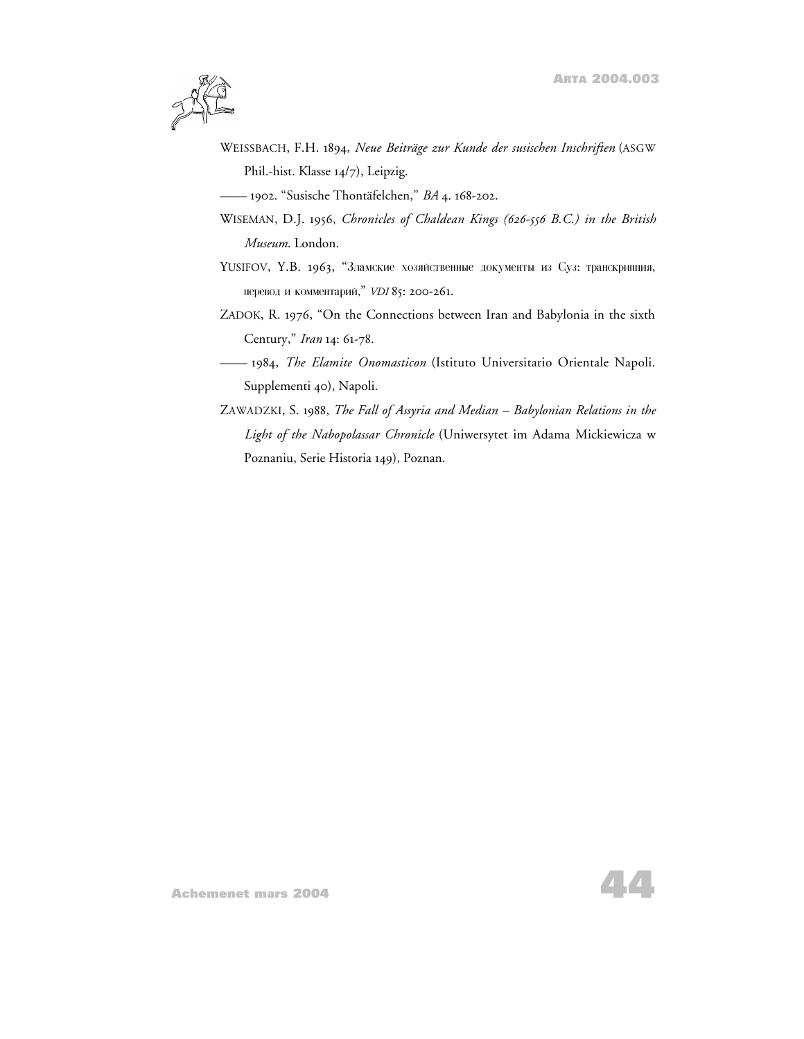WEISSBACH, F.H. 1894, *Neue Beiträge zur Kunde der susischen Inschriften* (ASGW Phil.-hist. Klasse 14/7), Leipzig.

—— 1902. "Susische Thontäfelchen," *BA* 4. 168-202.

WISEMAN, D.J. 1956, *Chronicles of Chaldean Kings (626-556 B.C.) in the British Museum*. London.

YUSIFOV, Y.B. 1963, "Эламские хозяйственные документы из Суз: транскрипция, перевод и комментарий," *VDI* 85: 200-261.

ZADOK, R. 1976, "On the Connections between Iran and Babylonia in the sixth Century," *Iran* 14: 61-78.

—— 1984, *The Elamite Onomasticon* (Istituto Universitario Orientale Napoli. Supplementi 40), Napoli.

ZAWADZKI, S. 1988, *The Fall of Assyria and Median – Babylonian Relations in the Light of the Nabopolassar Chronicle* (Uniwersytet im Adama Mickiewicza w Poznaniu, Serie Historia 149), Poznan.